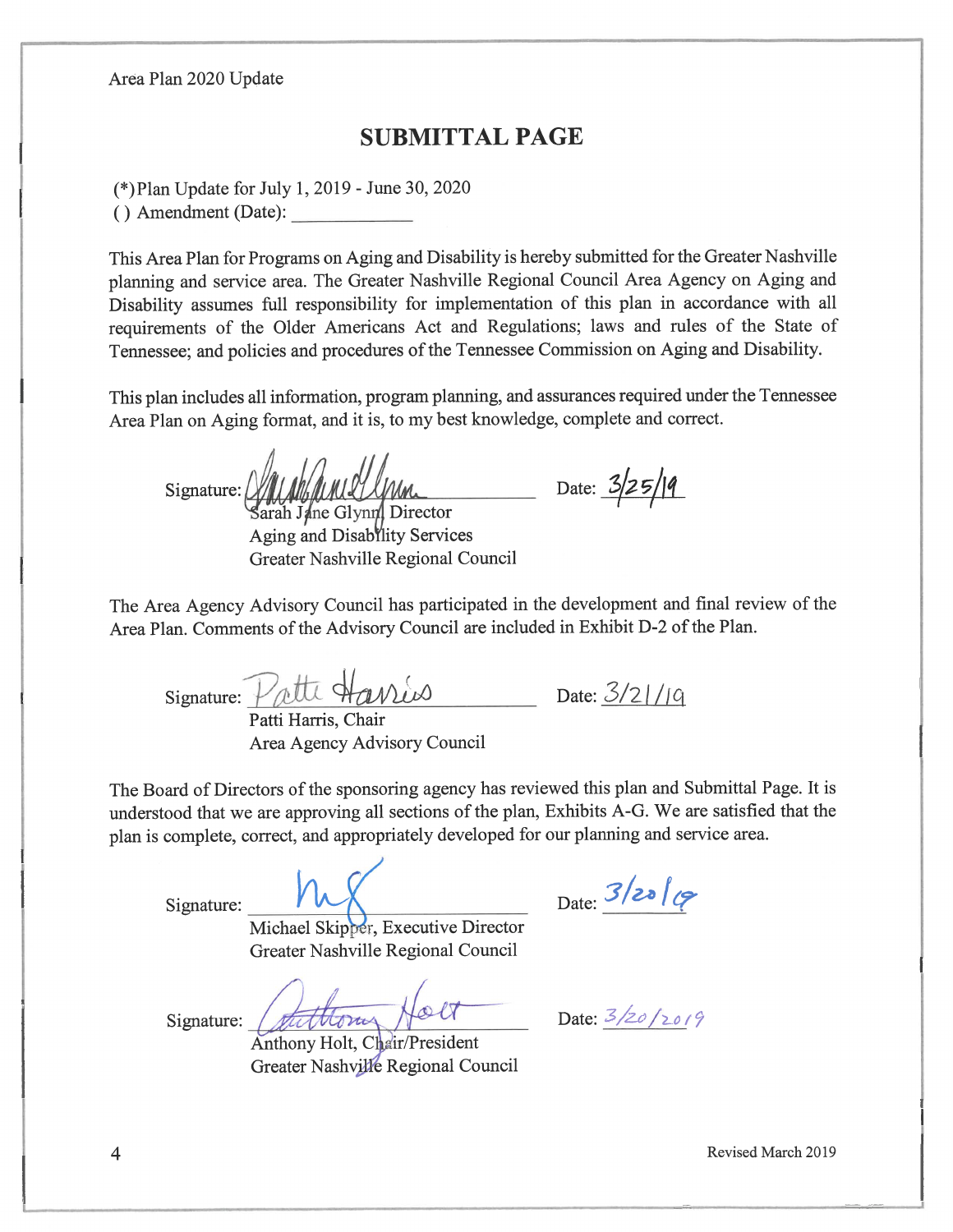Area Plan 2020 Update

# SUBMITTAL PAGE

(*)Plan Update for July 1, 2019 - June 30, 2020
( ) Amendment (Date): ____________

This Area Plan for Programs on Aging and Disability is hereby submitted for the Greater Nashville planning and service area. The Greater Nashville Regional Council Area Agency on Aging and Disability assumes full responsibility for implementation of this plan in accordance with all requirements of the Older Americans Act and Regulations; laws and rules of the State of Tennessee; and policies and procedures of the Tennessee Commission on Aging and Disability.

This plan includes all information, program planning, and assurances required under the Tennessee Area Plan on Aging format, and it is, to my best knowledge, complete and correct.

Signature: ____________________ Date: 3/25/19
Sarah Jane Glynn, Director
Aging and Disability Services
Greater Nashville Regional Council

The Area Agency Advisory Council has participated in the development and final review of the Area Plan. Comments of the Advisory Council are included in Exhibit D-2 of the Plan.

Signature: Patti Harris Date: 3/21/19
Patti Harris, Chair
Area Agency Advisory Council

The Board of Directors of the sponsoring agency has reviewed this plan and Submittal Page. It is understood that we are approving all sections of the plan, Exhibits A-G. We are satisfied that the plan is complete, correct, and appropriately developed for our planning and service area.

Signature: ____________________ Date: 3/20/19
Michael Skipper, Executive Director
Greater Nashville Regional Council

Signature: ____________________ Date: 3/20/2019
Anthony Holt, Chair/President
Greater Nashville Regional Council

Revised March 2019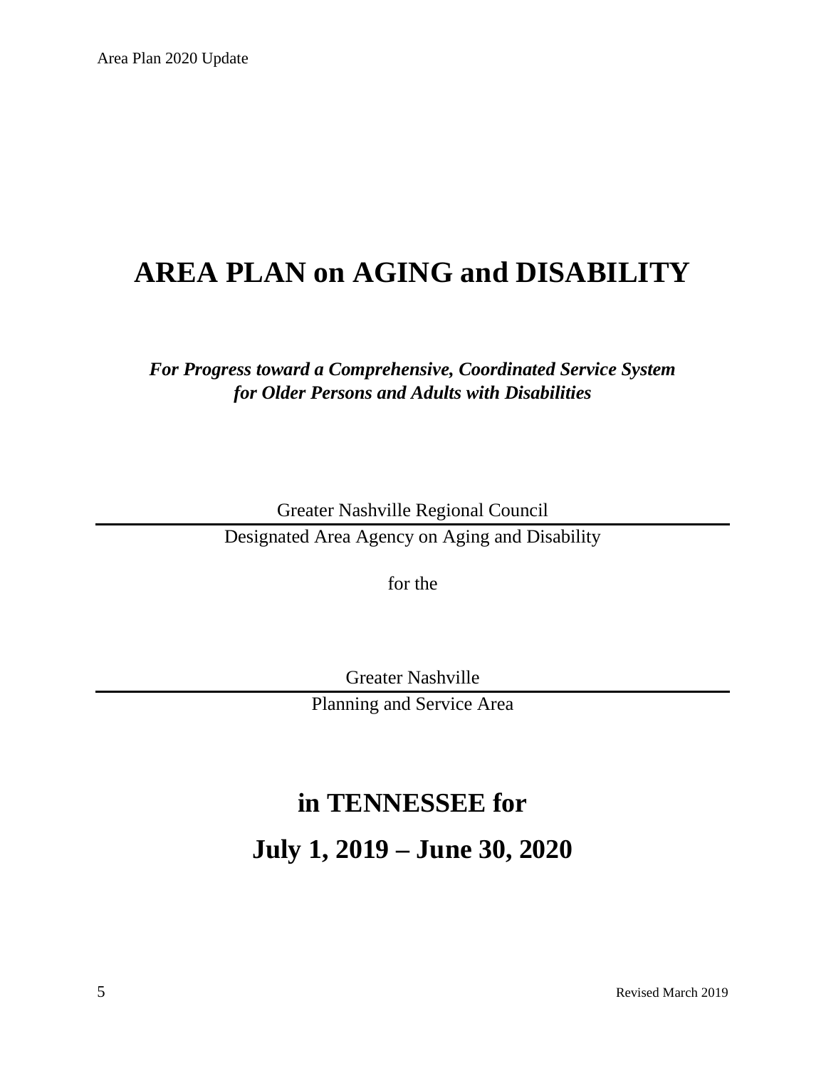# AREA PLAN on AGING and DISABILITY

***For Progress toward a Comprehensive, Coordinated Service System for Older Persons and Adults with Disabilities***

Greater Nashville Regional Council

Designated Area Agency on Aging and Disability

for the

Greater Nashville

Planning and Service Area

## in TENNESSEE for

## July 1, 2019 – June 30, 2020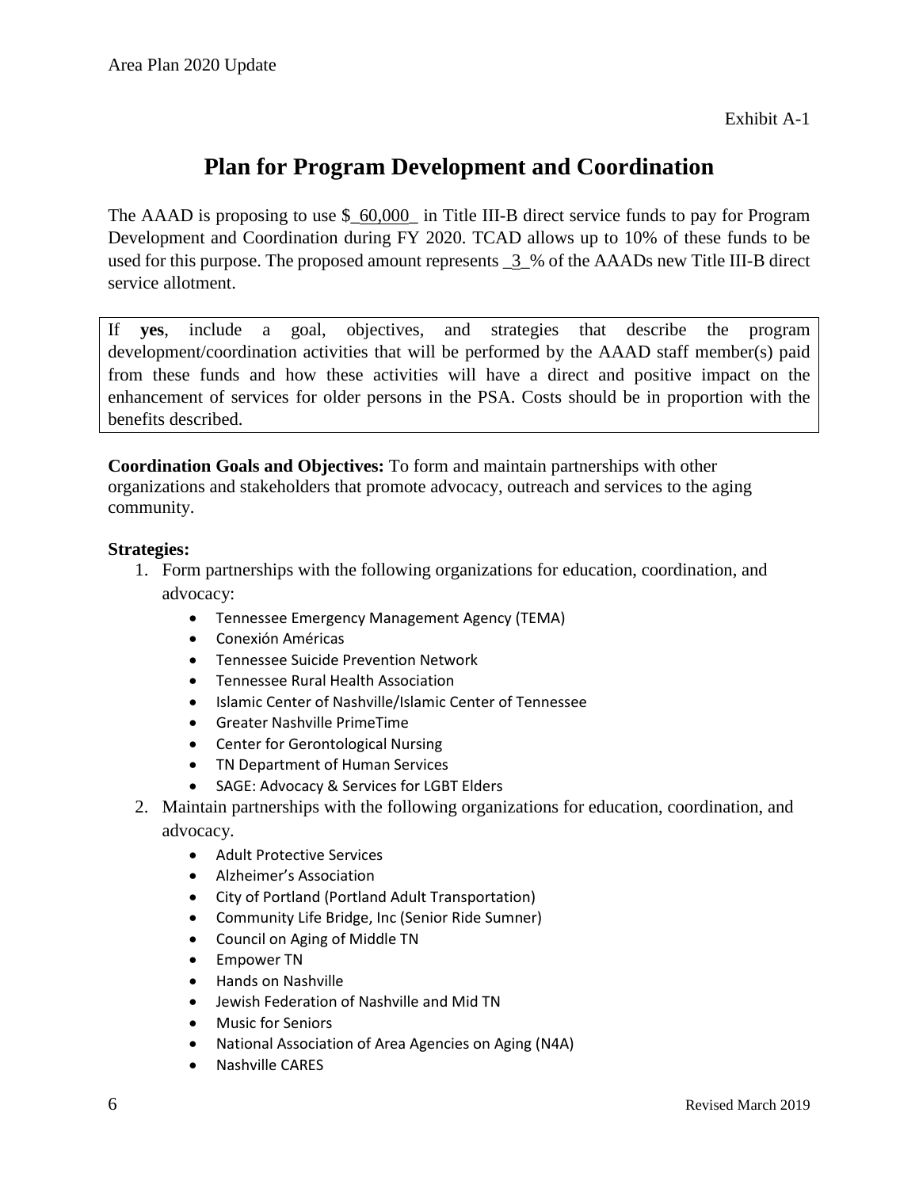Exhibit A-1

# Plan for Program Development and Coordination

The AAAD is proposing to use $_60,000_ in Title III-B direct service funds to pay for Program Development and Coordination during FY 2020. TCAD allows up to 10% of these funds to be used for this purpose. The proposed amount represents _3_% of the AAADs new Title III-B direct service allotment.

| If **yes**, include a goal, objectives, and strategies that describe the program development/coordination activities that will be performed by the AAAD staff member(s) paid from these funds and how these activities will have a direct and positive impact on the enhancement of services for older persons in the PSA. Costs should be in proportion with the benefits described. |
|---|

**Coordination Goals and Objectives:** To form and maintain partnerships with other organizations and stakeholders that promote advocacy, outreach and services to the aging community.

**Strategies:**

1. Form partnerships with the following organizations for education, coordination, and advocacy:
   - Tennessee Emergency Management Agency (TEMA)
   - Conexión Américas
   - Tennessee Suicide Prevention Network
   - Tennessee Rural Health Association
   - Islamic Center of Nashville/Islamic Center of Tennessee
   - Greater Nashville PrimeTime
   - Center for Gerontological Nursing
   - TN Department of Human Services
   - SAGE: Advocacy & Services for LGBT Elders
2. Maintain partnerships with the following organizations for education, coordination, and advocacy.
   - Adult Protective Services
   - Alzheimer's Association
   - City of Portland (Portland Adult Transportation)
   - Community Life Bridge, Inc (Senior Ride Sumner)
   - Council on Aging of Middle TN
   - Empower TN
   - Hands on Nashville
   - Jewish Federation of Nashville and Mid TN
   - Music for Seniors
   - National Association of Area Agencies on Aging (N4A)
   - Nashville CARES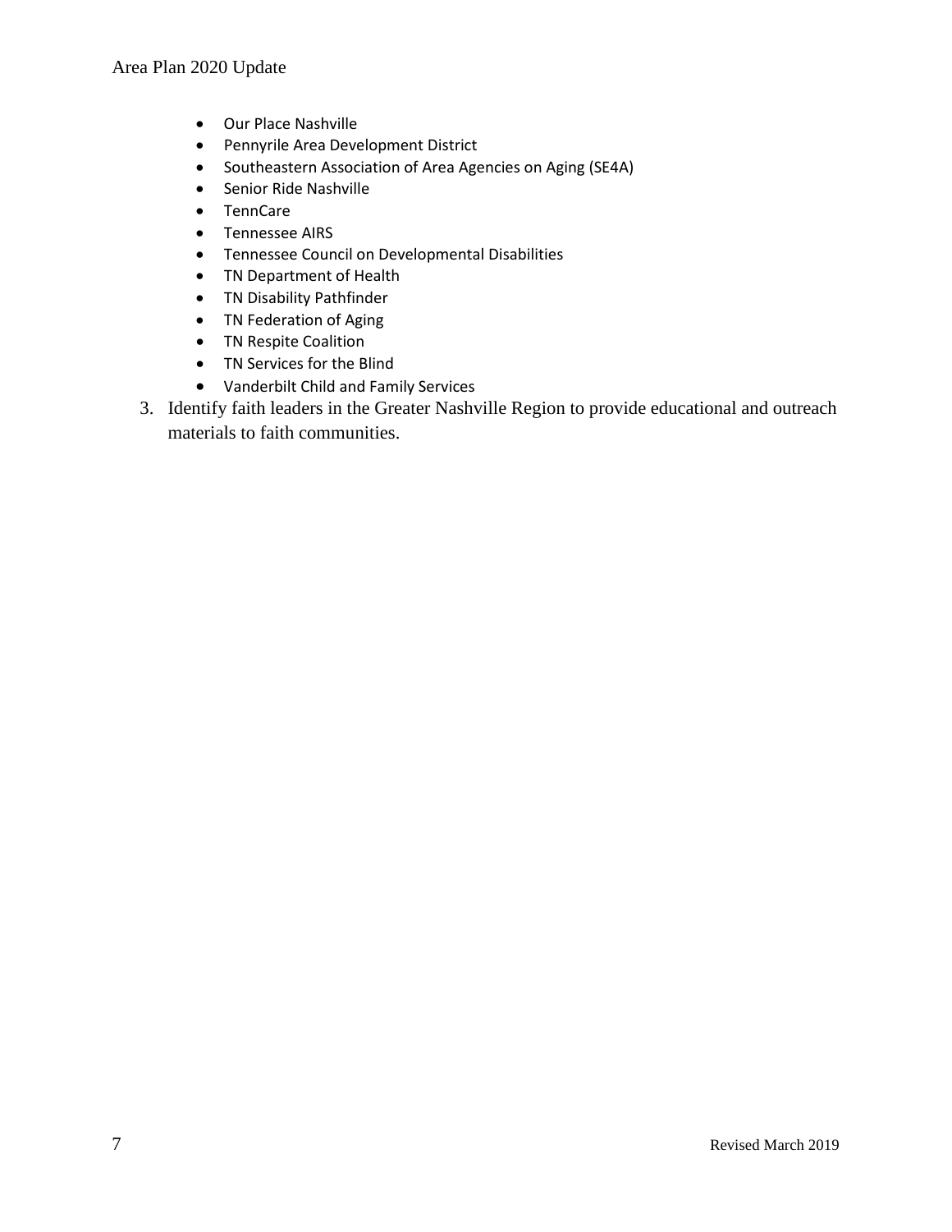- Our Place Nashville
- Pennyrile Area Development District
- Southeastern Association of Area Agencies on Aging (SE4A)
- Senior Ride Nashville
- TennCare
- Tennessee AIRS
- Tennessee Council on Developmental Disabilities
- TN Department of Health
- TN Disability Pathfinder
- TN Federation of Aging
- TN Respite Coalition
- TN Services for the Blind
- Vanderbilt Child and Family Services

3. Identify faith leaders in the Greater Nashville Region to provide educational and outreach materials to faith communities.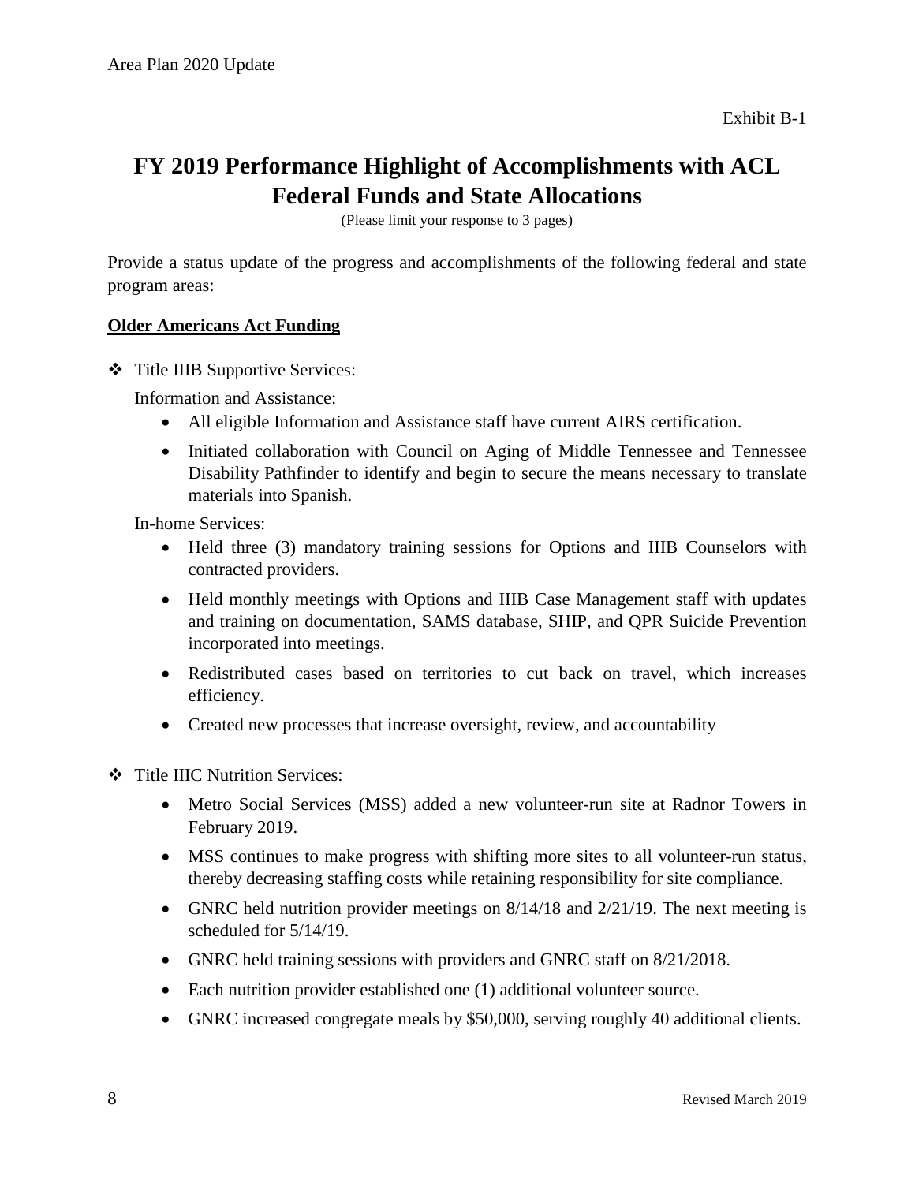Exhibit B-1

# FY 2019 Performance Highlight of Accomplishments with ACL Federal Funds and State Allocations

(Please limit your response to 3 pages)

Provide a status update of the progress and accomplishments of the following federal and state program areas:

**Older Americans Act Funding**

- Title IIIB Supportive Services:

  Information and Assistance:

  - All eligible Information and Assistance staff have current AIRS certification.
  - Initiated collaboration with Council on Aging of Middle Tennessee and Tennessee Disability Pathfinder to identify and begin to secure the means necessary to translate materials into Spanish.

  In-home Services:

  - Held three (3) mandatory training sessions for Options and IIIB Counselors with contracted providers.
  - Held monthly meetings with Options and IIIB Case Management staff with updates and training on documentation, SAMS database, SHIP, and QPR Suicide Prevention incorporated into meetings.
  - Redistributed cases based on territories to cut back on travel, which increases efficiency.
  - Created new processes that increase oversight, review, and accountability

- Title IIIC Nutrition Services:

  - Metro Social Services (MSS) added a new volunteer-run site at Radnor Towers in February 2019.
  - MSS continues to make progress with shifting more sites to all volunteer-run status, thereby decreasing staffing costs while retaining responsibility for site compliance.
  - GNRC held nutrition provider meetings on 8/14/18 and 2/21/19. The next meeting is scheduled for 5/14/19.
  - GNRC held training sessions with providers and GNRC staff on 8/21/2018.
  - Each nutrition provider established one (1) additional volunteer source.
  - GNRC increased congregate meals by $50,000, serving roughly 40 additional clients.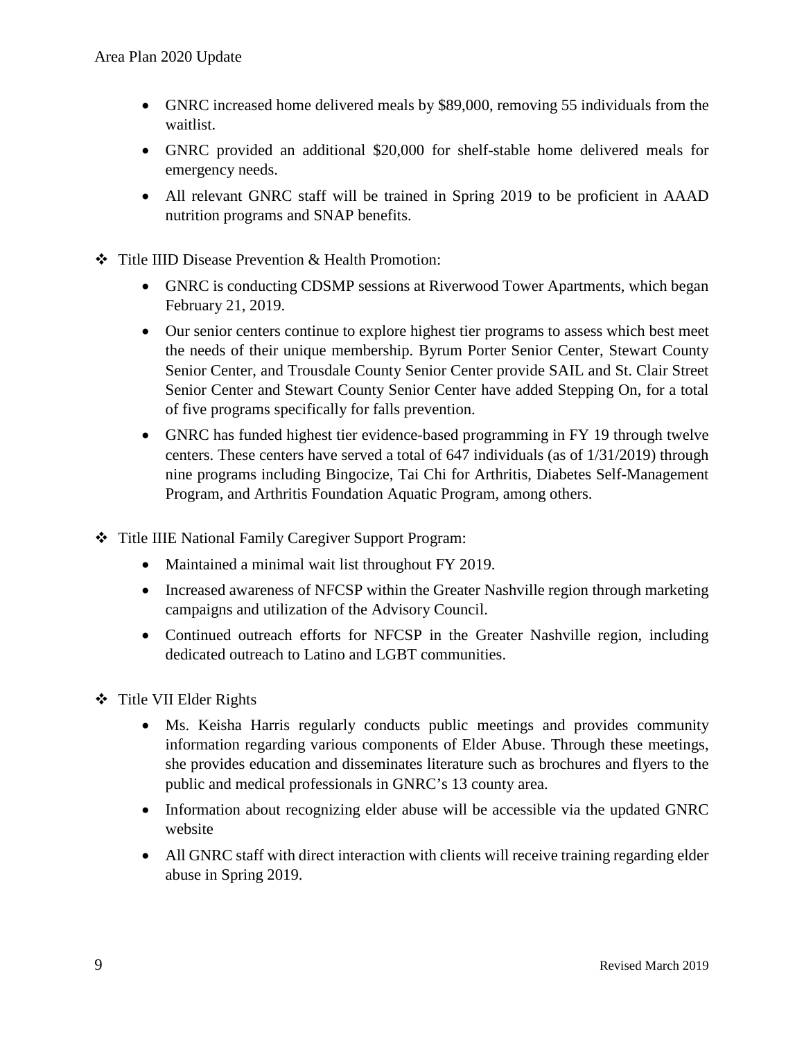- GNRC increased home delivered meals by $89,000, removing 55 individuals from the waitlist.
- GNRC provided an additional $20,000 for shelf-stable home delivered meals for emergency needs.
- All relevant GNRC staff will be trained in Spring 2019 to be proficient in AAAD nutrition programs and SNAP benefits.

❖ Title IIID Disease Prevention & Health Promotion:

- GNRC is conducting CDSMP sessions at Riverwood Tower Apartments, which began February 21, 2019.
- Our senior centers continue to explore highest tier programs to assess which best meet the needs of their unique membership. Byrum Porter Senior Center, Stewart County Senior Center, and Trousdale County Senior Center provide SAIL and St. Clair Street Senior Center and Stewart County Senior Center have added Stepping On, for a total of five programs specifically for falls prevention.
- GNRC has funded highest tier evidence-based programming in FY 19 through twelve centers. These centers have served a total of 647 individuals (as of 1/31/2019) through nine programs including Bingocize, Tai Chi for Arthritis, Diabetes Self-Management Program, and Arthritis Foundation Aquatic Program, among others.

❖ Title IIIE National Family Caregiver Support Program:

- Maintained a minimal wait list throughout FY 2019.
- Increased awareness of NFCSP within the Greater Nashville region through marketing campaigns and utilization of the Advisory Council.
- Continued outreach efforts for NFCSP in the Greater Nashville region, including dedicated outreach to Latino and LGBT communities.

❖ Title VII Elder Rights

- Ms. Keisha Harris regularly conducts public meetings and provides community information regarding various components of Elder Abuse. Through these meetings, she provides education and disseminates literature such as brochures and flyers to the public and medical professionals in GNRC's 13 county area.
- Information about recognizing elder abuse will be accessible via the updated GNRC website
- All GNRC staff with direct interaction with clients will receive training regarding elder abuse in Spring 2019.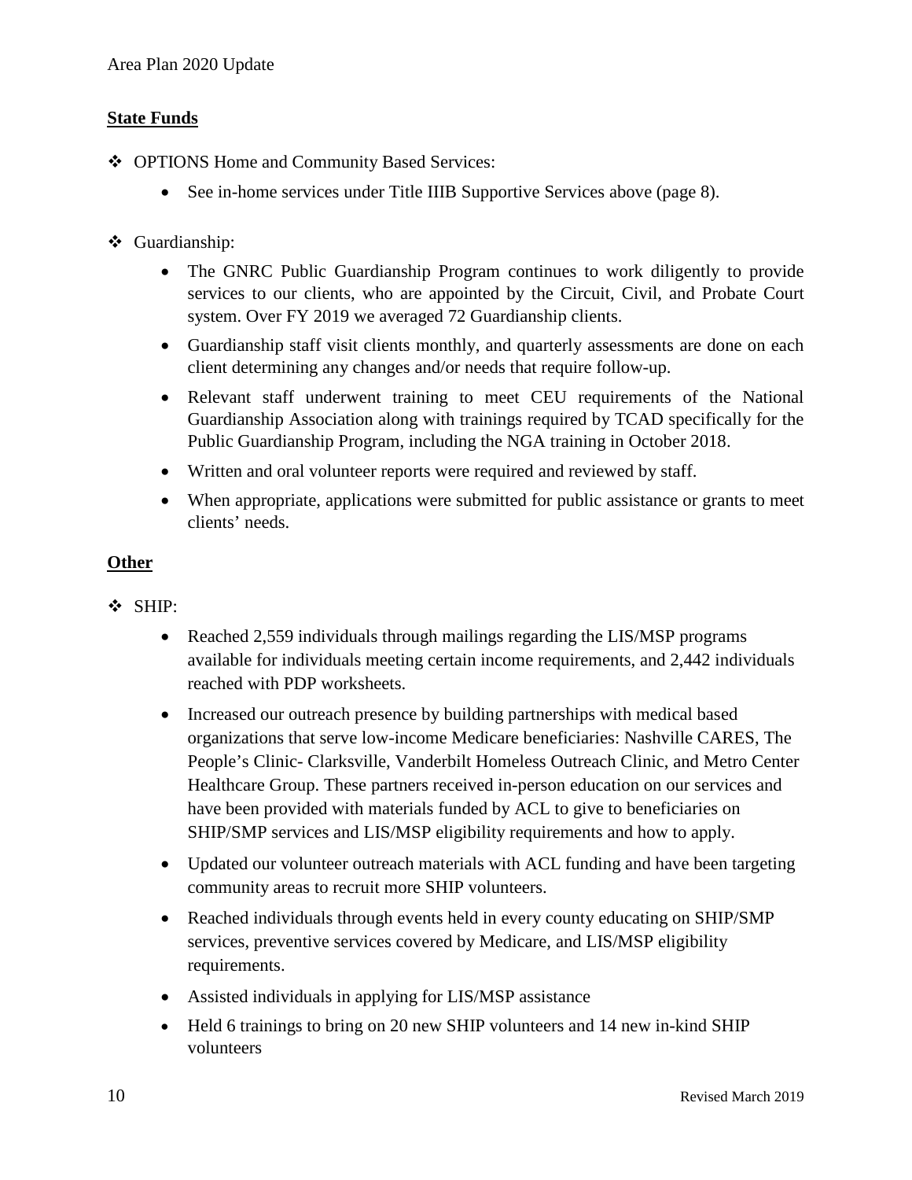## State Funds

- OPTIONS Home and Community Based Services:
  - See in-home services under Title IIIB Supportive Services above (page 8).

- Guardianship:
  - The GNRC Public Guardianship Program continues to work diligently to provide services to our clients, who are appointed by the Circuit, Civil, and Probate Court system. Over FY 2019 we averaged 72 Guardianship clients.
  - Guardianship staff visit clients monthly, and quarterly assessments are done on each client determining any changes and/or needs that require follow-up.
  - Relevant staff underwent training to meet CEU requirements of the National Guardianship Association along with trainings required by TCAD specifically for the Public Guardianship Program, including the NGA training in October 2018.
  - Written and oral volunteer reports were required and reviewed by staff.
  - When appropriate, applications were submitted for public assistance or grants to meet clients' needs.

## Other

- SHIP:
  - Reached 2,559 individuals through mailings regarding the LIS/MSP programs available for individuals meeting certain income requirements, and 2,442 individuals reached with PDP worksheets.
  - Increased our outreach presence by building partnerships with medical based organizations that serve low-income Medicare beneficiaries: Nashville CARES, The People's Clinic- Clarksville, Vanderbilt Homeless Outreach Clinic, and Metro Center Healthcare Group. These partners received in-person education on our services and have been provided with materials funded by ACL to give to beneficiaries on SHIP/SMP services and LIS/MSP eligibility requirements and how to apply.
  - Updated our volunteer outreach materials with ACL funding and have been targeting community areas to recruit more SHIP volunteers.
  - Reached individuals through events held in every county educating on SHIP/SMP services, preventive services covered by Medicare, and LIS/MSP eligibility requirements.
  - Assisted individuals in applying for LIS/MSP assistance
  - Held 6 trainings to bring on 20 new SHIP volunteers and 14 new in-kind SHIP volunteers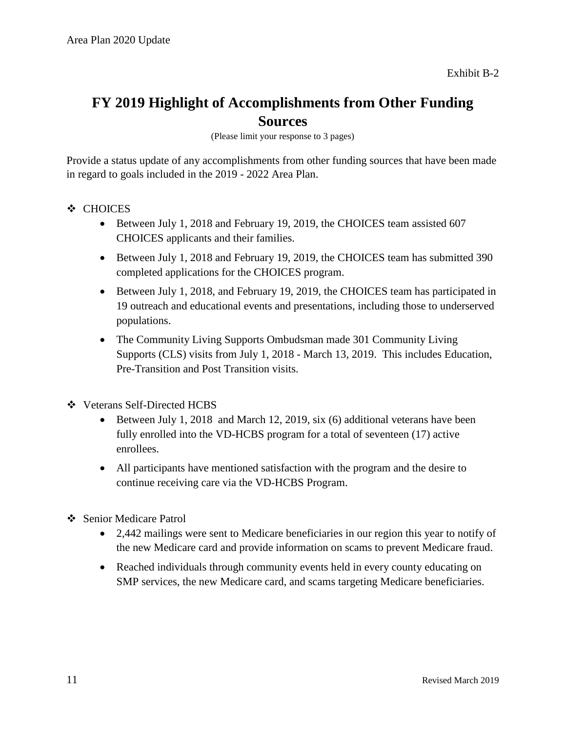Exhibit B-2

# FY 2019 Highlight of Accomplishments from Other Funding Sources

(Please limit your response to 3 pages)

Provide a status update of any accomplishments from other funding sources that have been made in regard to goals included in the 2019 - 2022 Area Plan.

- CHOICES
  - Between July 1, 2018 and February 19, 2019, the CHOICES team assisted 607 CHOICES applicants and their families.
  - Between July 1, 2018 and February 19, 2019, the CHOICES team has submitted 390 completed applications for the CHOICES program.
  - Between July 1, 2018, and February 19, 2019, the CHOICES team has participated in 19 outreach and educational events and presentations, including those to underserved populations.
  - The Community Living Supports Ombudsman made 301 Community Living Supports (CLS) visits from July 1, 2018 - March 13, 2019. This includes Education, Pre-Transition and Post Transition visits.

- Veterans Self-Directed HCBS
  - Between July 1, 2018 and March 12, 2019, six (6) additional veterans have been fully enrolled into the VD-HCBS program for a total of seventeen (17) active enrollees.
  - All participants have mentioned satisfaction with the program and the desire to continue receiving care via the VD-HCBS Program.

- Senior Medicare Patrol
  - 2,442 mailings were sent to Medicare beneficiaries in our region this year to notify of the new Medicare card and provide information on scams to prevent Medicare fraud.
  - Reached individuals through community events held in every county educating on SMP services, the new Medicare card, and scams targeting Medicare beneficiaries.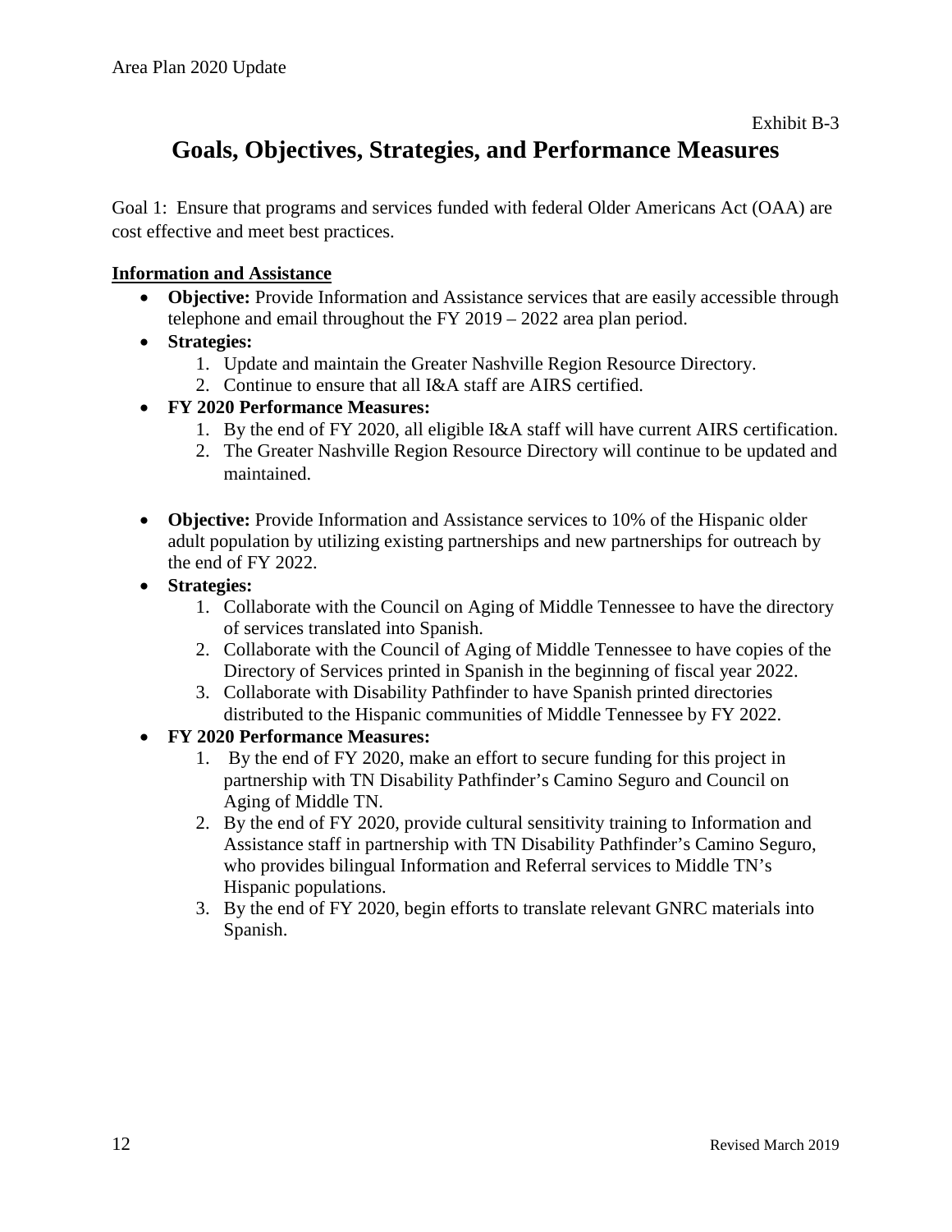Exhibit B-3

# Goals, Objectives, Strategies, and Performance Measures

Goal 1: Ensure that programs and services funded with federal Older Americans Act (OAA) are cost effective and meet best practices.

**Information and Assistance**

- **Objective:** Provide Information and Assistance services that are easily accessible through telephone and email throughout the FY 2019 – 2022 area plan period.
- **Strategies:**
  1. Update and maintain the Greater Nashville Region Resource Directory.
  2. Continue to ensure that all I&A staff are AIRS certified.
- **FY 2020 Performance Measures:**
  1. By the end of FY 2020, all eligible I&A staff will have current AIRS certification.
  2. The Greater Nashville Region Resource Directory will continue to be updated and maintained.

- **Objective:** Provide Information and Assistance services to 10% of the Hispanic older adult population by utilizing existing partnerships and new partnerships for outreach by the end of FY 2022.
- **Strategies:**
  1. Collaborate with the Council on Aging of Middle Tennessee to have the directory of services translated into Spanish.
  2. Collaborate with the Council of Aging of Middle Tennessee to have copies of the Directory of Services printed in Spanish in the beginning of fiscal year 2022.
  3. Collaborate with Disability Pathfinder to have Spanish printed directories distributed to the Hispanic communities of Middle Tennessee by FY 2022.
- **FY 2020 Performance Measures:**
  1. By the end of FY 2020, make an effort to secure funding for this project in partnership with TN Disability Pathfinder's Camino Seguro and Council on Aging of Middle TN.
  2. By the end of FY 2020, provide cultural sensitivity training to Information and Assistance staff in partnership with TN Disability Pathfinder's Camino Seguro, who provides bilingual Information and Referral services to Middle TN's Hispanic populations.
  3. By the end of FY 2020, begin efforts to translate relevant GNRC materials into Spanish.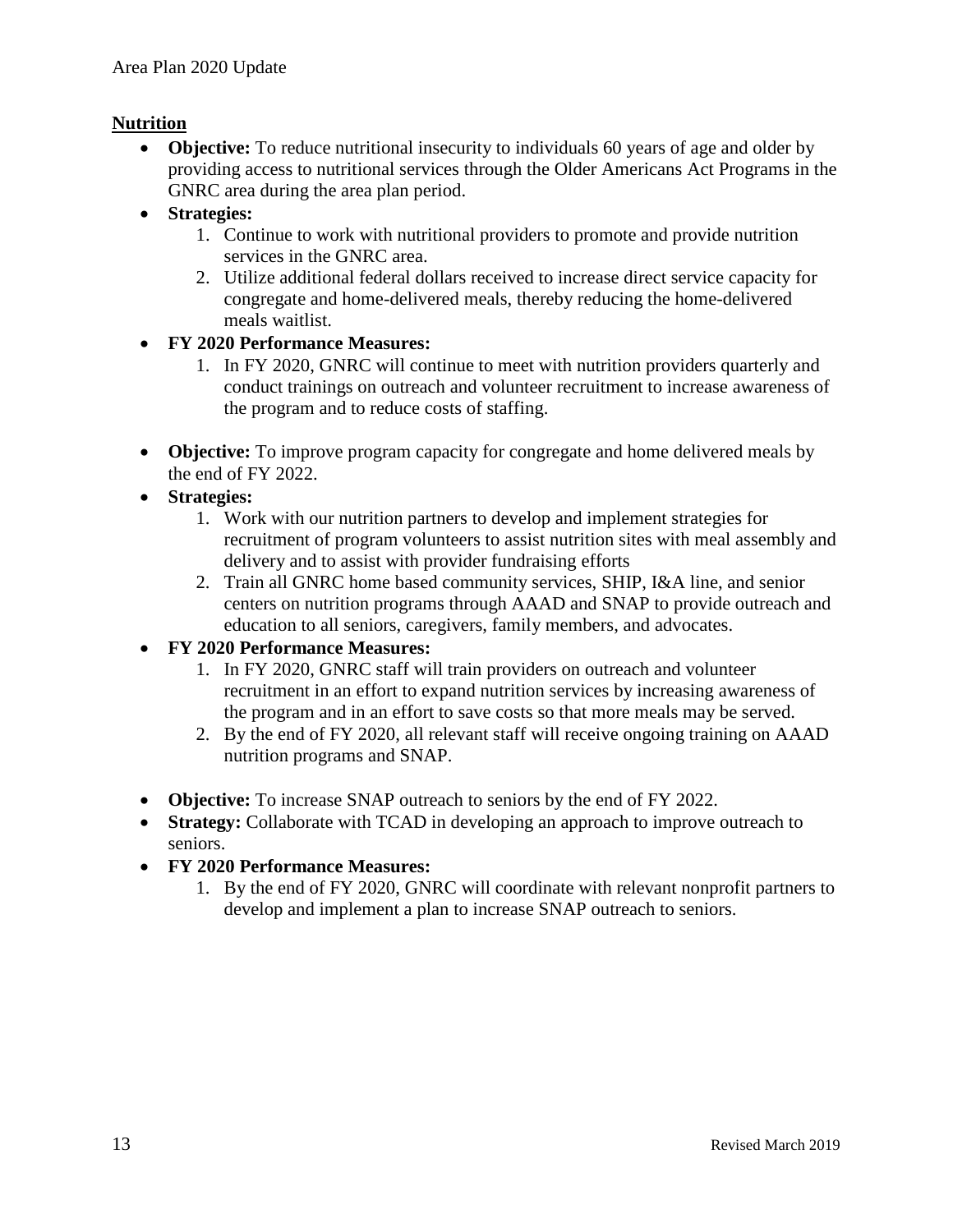## Nutrition

- **Objective:** To reduce nutritional insecurity to individuals 60 years of age and older by providing access to nutritional services through the Older Americans Act Programs in the GNRC area during the area plan period.
- **Strategies:**
  1. Continue to work with nutritional providers to promote and provide nutrition services in the GNRC area.
  2. Utilize additional federal dollars received to increase direct service capacity for congregate and home-delivered meals, thereby reducing the home-delivered meals waitlist.
- **FY 2020 Performance Measures:**
  1. In FY 2020, GNRC will continue to meet with nutrition providers quarterly and conduct trainings on outreach and volunteer recruitment to increase awareness of the program and to reduce costs of staffing.

- **Objective:** To improve program capacity for congregate and home delivered meals by the end of FY 2022.
- **Strategies:**
  1. Work with our nutrition partners to develop and implement strategies for recruitment of program volunteers to assist nutrition sites with meal assembly and delivery and to assist with provider fundraising efforts
  2. Train all GNRC home based community services, SHIP, I&A line, and senior centers on nutrition programs through AAAD and SNAP to provide outreach and education to all seniors, caregivers, family members, and advocates.
- **FY 2020 Performance Measures:**
  1. In FY 2020, GNRC staff will train providers on outreach and volunteer recruitment in an effort to expand nutrition services by increasing awareness of the program and in an effort to save costs so that more meals may be served.
  2. By the end of FY 2020, all relevant staff will receive ongoing training on AAAD nutrition programs and SNAP.

- **Objective:** To increase SNAP outreach to seniors by the end of FY 2022.
- **Strategy:** Collaborate with TCAD in developing an approach to improve outreach to seniors.
- **FY 2020 Performance Measures:**
  1. By the end of FY 2020, GNRC will coordinate with relevant nonprofit partners to develop and implement a plan to increase SNAP outreach to seniors.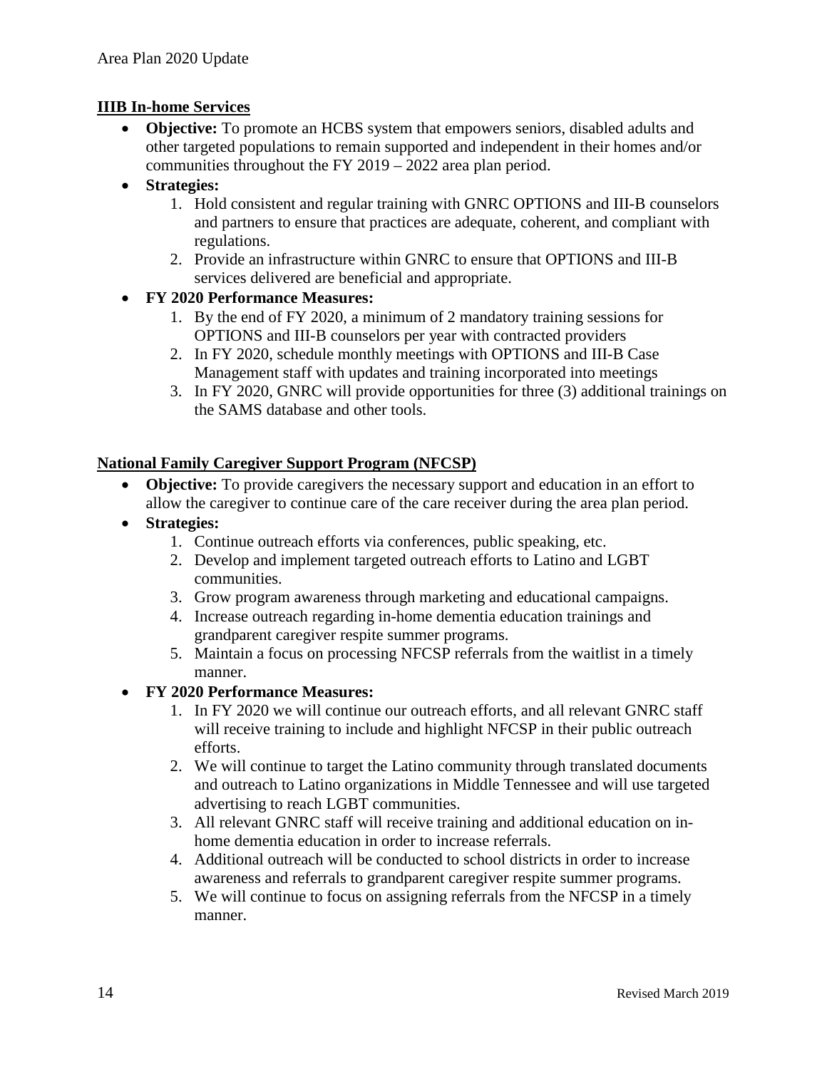## IIIB In-home Services

- **Objective:** To promote an HCBS system that empowers seniors, disabled adults and other targeted populations to remain supported and independent in their homes and/or communities throughout the FY 2019 – 2022 area plan period.
- **Strategies:**
  1. Hold consistent and regular training with GNRC OPTIONS and III-B counselors and partners to ensure that practices are adequate, coherent, and compliant with regulations.
  2. Provide an infrastructure within GNRC to ensure that OPTIONS and III-B services delivered are beneficial and appropriate.
- **FY 2020 Performance Measures:**
  1. By the end of FY 2020, a minimum of 2 mandatory training sessions for OPTIONS and III-B counselors per year with contracted providers
  2. In FY 2020, schedule monthly meetings with OPTIONS and III-B Case Management staff with updates and training incorporated into meetings
  3. In FY 2020, GNRC will provide opportunities for three (3) additional trainings on the SAMS database and other tools.

## National Family Caregiver Support Program (NFCSP)

- **Objective:** To provide caregivers the necessary support and education in an effort to allow the caregiver to continue care of the care receiver during the area plan period.
- **Strategies:**
  1. Continue outreach efforts via conferences, public speaking, etc.
  2. Develop and implement targeted outreach efforts to Latino and LGBT communities.
  3. Grow program awareness through marketing and educational campaigns.
  4. Increase outreach regarding in-home dementia education trainings and grandparent caregiver respite summer programs.
  5. Maintain a focus on processing NFCSP referrals from the waitlist in a timely manner.
- **FY 2020 Performance Measures:**
  1. In FY 2020 we will continue our outreach efforts, and all relevant GNRC staff will receive training to include and highlight NFCSP in their public outreach efforts.
  2. We will continue to target the Latino community through translated documents and outreach to Latino organizations in Middle Tennessee and will use targeted advertising to reach LGBT communities.
  3. All relevant GNRC staff will receive training and additional education on in-home dementia education in order to increase referrals.
  4. Additional outreach will be conducted to school districts in order to increase awareness and referrals to grandparent caregiver respite summer programs.
  5. We will continue to focus on assigning referrals from the NFCSP in a timely manner.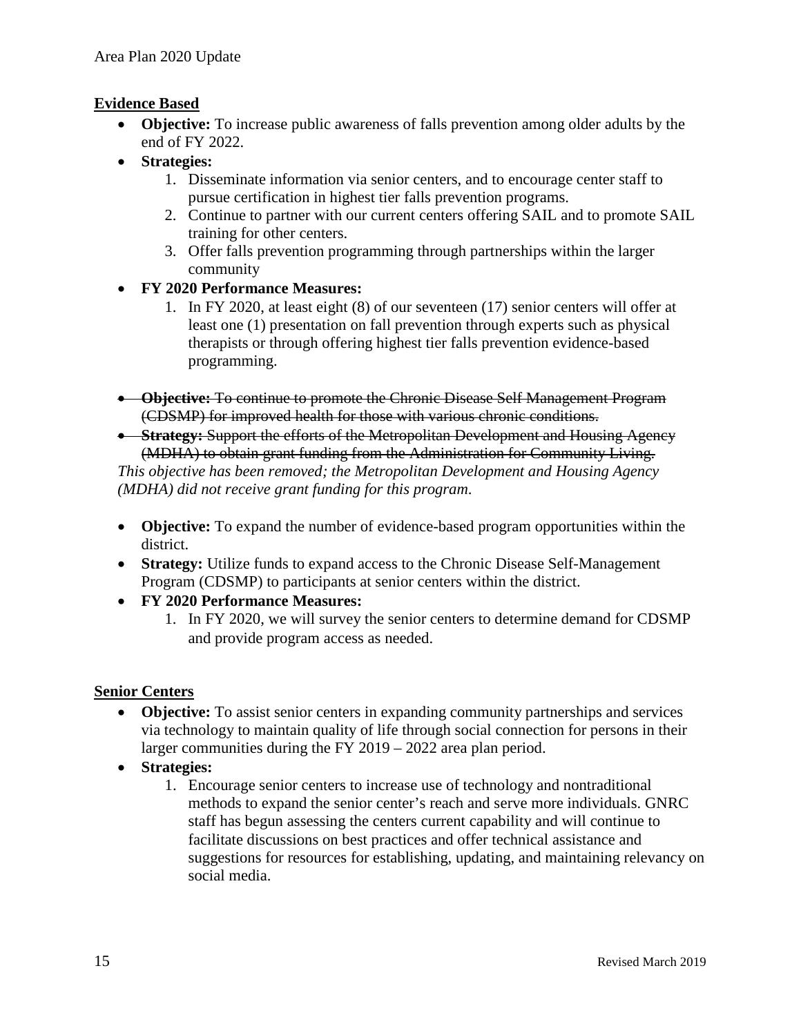**<u>Evidence Based</u>**

- **Objective:** To increase public awareness of falls prevention among older adults by the end of FY 2022.
- **Strategies:**
    1. Disseminate information via senior centers, and to encourage center staff to pursue certification in highest tier falls prevention programs.
    2. Continue to partner with our current centers offering SAIL and to promote SAIL training for other centers.
    3. Offer falls prevention programming through partnerships within the larger community
- **FY 2020 Performance Measures:**
    1. In FY 2020, at least eight (8) of our seventeen (17) senior centers will offer at least one (1) presentation on fall prevention through experts such as physical therapists or through offering highest tier falls prevention evidence-based programming.

- ~~**Objective:** To continue to promote the Chronic Disease Self Management Program (CDSMP) for improved health for those with various chronic conditions.~~
- ~~**Strategy:** Support the efforts of the Metropolitan Development and Housing Agency (MDHA) to obtain grant funding from the Administration for Community Living.~~

*This objective has been removed; the Metropolitan Development and Housing Agency (MDHA) did not receive grant funding for this program.*

- **Objective:** To expand the number of evidence-based program opportunities within the district.
- **Strategy:** Utilize funds to expand access to the Chronic Disease Self-Management Program (CDSMP) to participants at senior centers within the district.
- **FY 2020 Performance Measures:**
    1. In FY 2020, we will survey the senior centers to determine demand for CDSMP and provide program access as needed.

**<u>Senior Centers</u>**

- **Objective:** To assist senior centers in expanding community partnerships and services via technology to maintain quality of life through social connection for persons in their larger communities during the FY 2019 – 2022 area plan period.
- **Strategies:**
    1. Encourage senior centers to increase use of technology and nontraditional methods to expand the senior center's reach and serve more individuals. GNRC staff has begun assessing the centers current capability and will continue to facilitate discussions on best practices and offer technical assistance and suggestions for resources for establishing, updating, and maintaining relevancy on social media.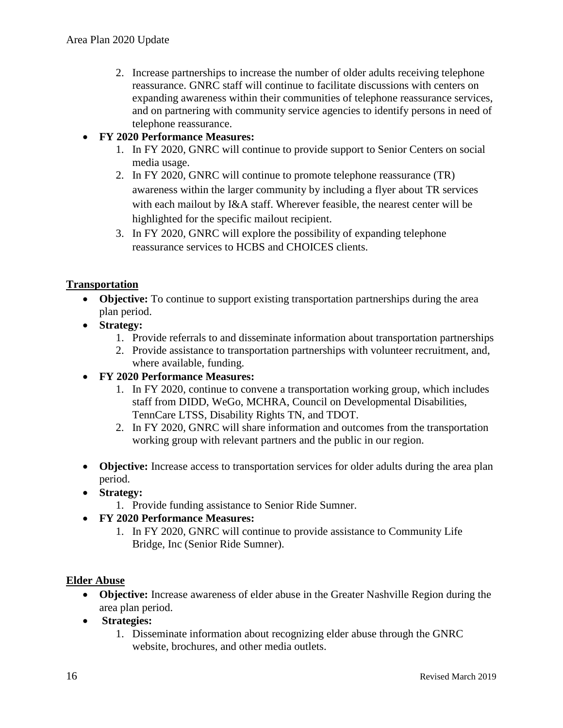2. Increase partnerships to increase the number of older adults receiving telephone reassurance. GNRC staff will continue to facilitate discussions with centers on expanding awareness within their communities of telephone reassurance services, and on partnering with community service agencies to identify persons in need of telephone reassurance.

- **FY 2020 Performance Measures:**
  1. In FY 2020, GNRC will continue to provide support to Senior Centers on social media usage.
  2. In FY 2020, GNRC will continue to promote telephone reassurance (TR) awareness within the larger community by including a flyer about TR services with each mailout by I&A staff. Wherever feasible, the nearest center will be highlighted for the specific mailout recipient.
  3. In FY 2020, GNRC will explore the possibility of expanding telephone reassurance services to HCBS and CHOICES clients.

## Transportation

- **Objective:** To continue to support existing transportation partnerships during the area plan period.
- **Strategy:**
  1. Provide referrals to and disseminate information about transportation partnerships
  2. Provide assistance to transportation partnerships with volunteer recruitment, and, where available, funding.
- **FY 2020 Performance Measures:**
  1. In FY 2020, continue to convene a transportation working group, which includes staff from DIDD, WeGo, MCHRA, Council on Developmental Disabilities, TennCare LTSS, Disability Rights TN, and TDOT.
  2. In FY 2020, GNRC will share information and outcomes from the transportation working group with relevant partners and the public in our region.

- **Objective:** Increase access to transportation services for older adults during the area plan period.
- **Strategy:**
  1. Provide funding assistance to Senior Ride Sumner.
- **FY 2020 Performance Measures:**
  1. In FY 2020, GNRC will continue to provide assistance to Community Life Bridge, Inc (Senior Ride Sumner).

## Elder Abuse

- **Objective:** Increase awareness of elder abuse in the Greater Nashville Region during the area plan period.
- **Strategies:**
  1. Disseminate information about recognizing elder abuse through the GNRC website, brochures, and other media outlets.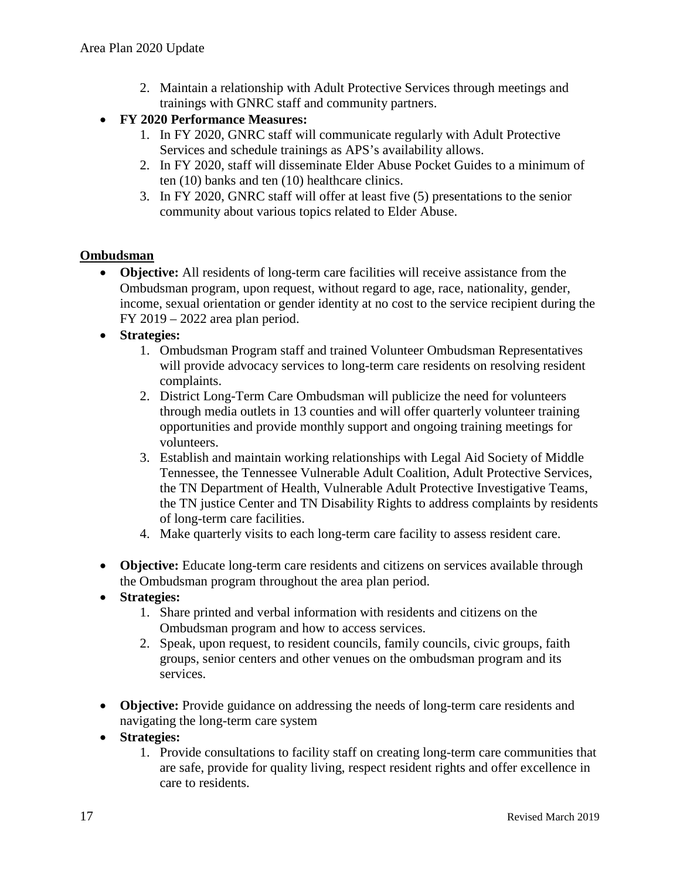2. Maintain a relationship with Adult Protective Services through meetings and trainings with GNRC staff and community partners.

- **FY 2020 Performance Measures:**
  1. In FY 2020, GNRC staff will communicate regularly with Adult Protective Services and schedule trainings as APS's availability allows.
  2. In FY 2020, staff will disseminate Elder Abuse Pocket Guides to a minimum of ten (10) banks and ten (10) healthcare clinics.
  3. In FY 2020, GNRC staff will offer at least five (5) presentations to the senior community about various topics related to Elder Abuse.

**Ombudsman**

- **Objective:** All residents of long-term care facilities will receive assistance from the Ombudsman program, upon request, without regard to age, race, nationality, gender, income, sexual orientation or gender identity at no cost to the service recipient during the FY 2019 – 2022 area plan period.
- **Strategies:**
  1. Ombudsman Program staff and trained Volunteer Ombudsman Representatives will provide advocacy services to long-term care residents on resolving resident complaints.
  2. District Long-Term Care Ombudsman will publicize the need for volunteers through media outlets in 13 counties and will offer quarterly volunteer training opportunities and provide monthly support and ongoing training meetings for volunteers.
  3. Establish and maintain working relationships with Legal Aid Society of Middle Tennessee, the Tennessee Vulnerable Adult Coalition, Adult Protective Services, the TN Department of Health, Vulnerable Adult Protective Investigative Teams, the TN justice Center and TN Disability Rights to address complaints by residents of long-term care facilities.
  4. Make quarterly visits to each long-term care facility to assess resident care.

- **Objective:** Educate long-term care residents and citizens on services available through the Ombudsman program throughout the area plan period.
- **Strategies:**
  1. Share printed and verbal information with residents and citizens on the Ombudsman program and how to access services.
  2. Speak, upon request, to resident councils, family councils, civic groups, faith groups, senior centers and other venues on the ombudsman program and its services.

- **Objective:** Provide guidance on addressing the needs of long-term care residents and navigating the long-term care system
- **Strategies:**
  1. Provide consultations to facility staff on creating long-term care communities that are safe, provide for quality living, respect resident rights and offer excellence in care to residents.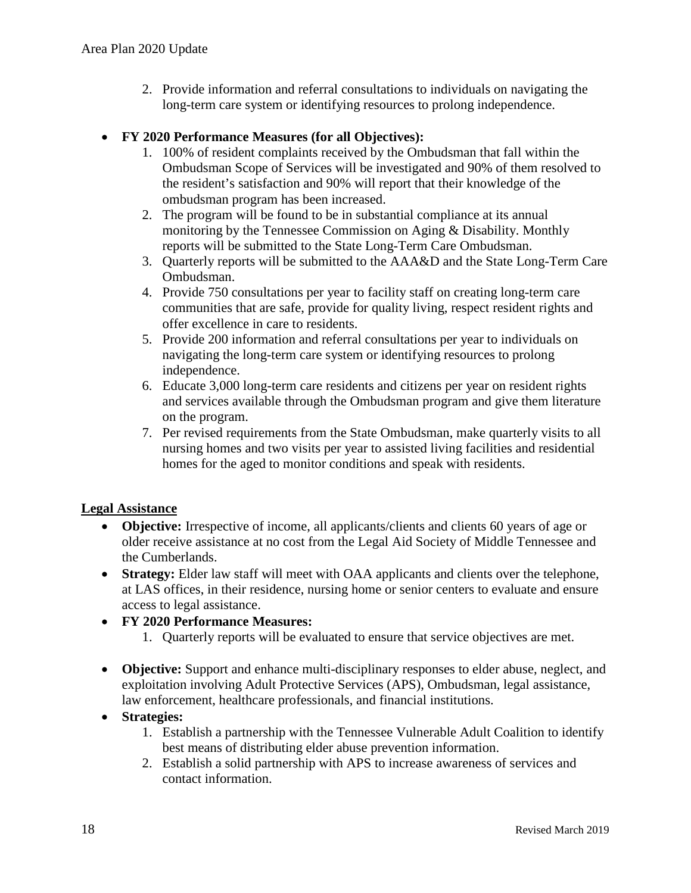2. Provide information and referral consultations to individuals on navigating the long-term care system or identifying resources to prolong independence.

- **FY 2020 Performance Measures (for all Objectives):**
    1. 100% of resident complaints received by the Ombudsman that fall within the Ombudsman Scope of Services will be investigated and 90% of them resolved to the resident's satisfaction and 90% will report that their knowledge of the ombudsman program has been increased.
    2. The program will be found to be in substantial compliance at its annual monitoring by the Tennessee Commission on Aging & Disability. Monthly reports will be submitted to the State Long-Term Care Ombudsman.
    3. Quarterly reports will be submitted to the AAA&D and the State Long-Term Care Ombudsman.
    4. Provide 750 consultations per year to facility staff on creating long-term care communities that are safe, provide for quality living, respect resident rights and offer excellence in care to residents.
    5. Provide 200 information and referral consultations per year to individuals on navigating the long-term care system or identifying resources to prolong independence.
    6. Educate 3,000 long-term care residents and citizens per year on resident rights and services available through the Ombudsman program and give them literature on the program.
    7. Per revised requirements from the State Ombudsman, make quarterly visits to all nursing homes and two visits per year to assisted living facilities and residential homes for the aged to monitor conditions and speak with residents.

## Legal Assistance

- **Objective:** Irrespective of income, all applicants/clients and clients 60 years of age or older receive assistance at no cost from the Legal Aid Society of Middle Tennessee and the Cumberlands.
- **Strategy:** Elder law staff will meet with OAA applicants and clients over the telephone, at LAS offices, in their residence, nursing home or senior centers to evaluate and ensure access to legal assistance.
- **FY 2020 Performance Measures:**
    1. Quarterly reports will be evaluated to ensure that service objectives are met.

- **Objective:** Support and enhance multi-disciplinary responses to elder abuse, neglect, and exploitation involving Adult Protective Services (APS), Ombudsman, legal assistance, law enforcement, healthcare professionals, and financial institutions.
- **Strategies:**
    1. Establish a partnership with the Tennessee Vulnerable Adult Coalition to identify best means of distributing elder abuse prevention information.
    2. Establish a solid partnership with APS to increase awareness of services and contact information.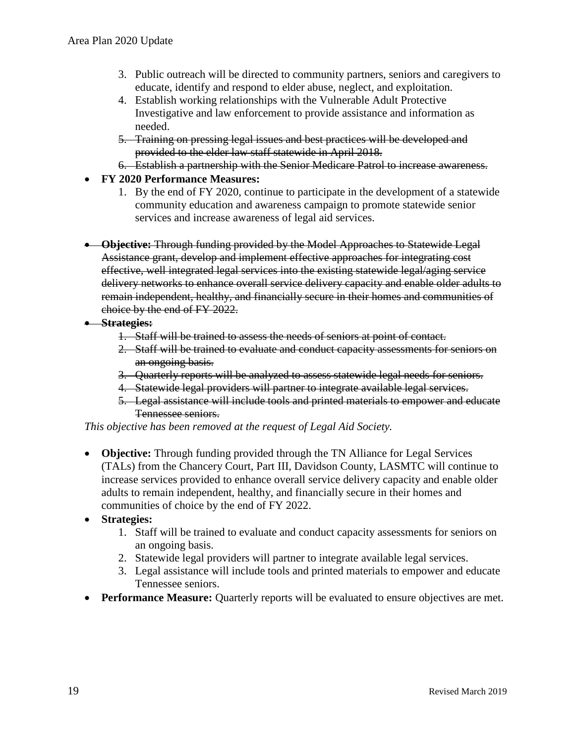3. Public outreach will be directed to community partners, seniors and caregivers to educate, identify and respond to elder abuse, neglect, and exploitation.
4. Establish working relationships with the Vulnerable Adult Protective Investigative and law enforcement to provide assistance and information as needed.
5. ~~Training on pressing legal issues and best practices will be developed and provided to the elder law staff statewide in April 2018.~~
6. ~~Establish a partnership with the Senior Medicare Patrol to increase awareness.~~

- **FY 2020 Performance Measures:**
    1. By the end of FY 2020, continue to participate in the development of a statewide community education and awareness campaign to promote statewide senior services and increase awareness of legal aid services.

- ~~**Objective:** Through funding provided by the Model Approaches to Statewide Legal Assistance grant, develop and implement effective approaches for integrating cost effective, well integrated legal services into the existing statewide legal/aging service delivery networks to enhance overall service delivery capacity and enable older adults to remain independent, healthy, and financially secure in their homes and communities of choice by the end of FY 2022.~~
- ~~**Strategies:**~~
    1. ~~Staff will be trained to assess the needs of seniors at point of contact.~~
    2. ~~Staff will be trained to evaluate and conduct capacity assessments for seniors on an ongoing basis.~~
    3. ~~Quarterly reports will be analyzed to assess statewide legal needs for seniors.~~
    4. ~~Statewide legal providers will partner to integrate available legal services.~~
    5. ~~Legal assistance will include tools and printed materials to empower and educate Tennessee seniors.~~

*This objective has been removed at the request of Legal Aid Society.*

- **Objective:** Through funding provided through the TN Alliance for Legal Services (TALs) from the Chancery Court, Part III, Davidson County, LASMTC will continue to increase services provided to enhance overall service delivery capacity and enable older adults to remain independent, healthy, and financially secure in their homes and communities of choice by the end of FY 2022.
- **Strategies:**
    1. Staff will be trained to evaluate and conduct capacity assessments for seniors on an ongoing basis.
    2. Statewide legal providers will partner to integrate available legal services.
    3. Legal assistance will include tools and printed materials to empower and educate Tennessee seniors.
- **Performance Measure:** Quarterly reports will be evaluated to ensure objectives are met.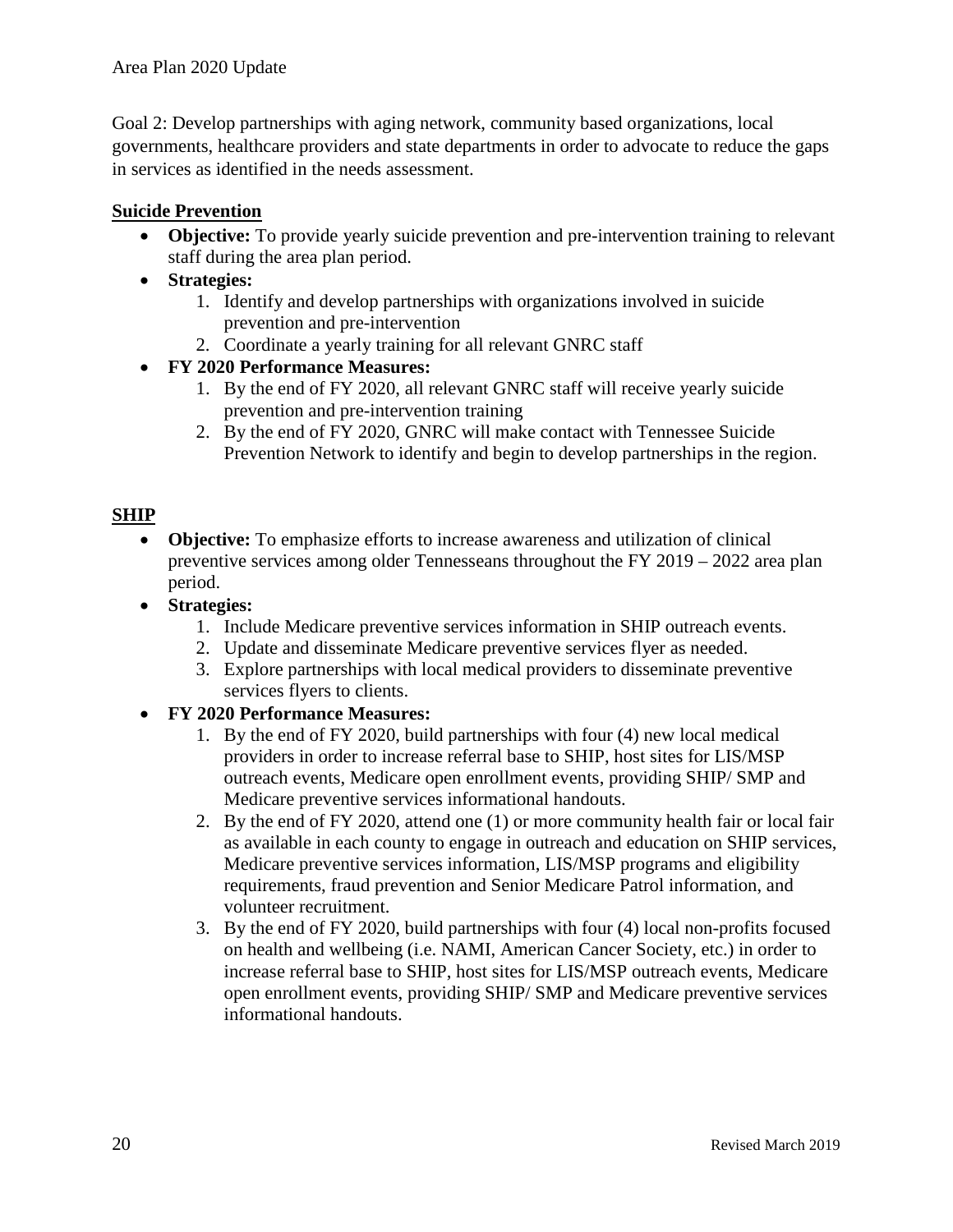Goal 2: Develop partnerships with aging network, community based organizations, local governments, healthcare providers and state departments in order to advocate to reduce the gaps in services as identified in the needs assessment.

**Suicide Prevention**

- **Objective:** To provide yearly suicide prevention and pre-intervention training to relevant staff during the area plan period.
- **Strategies:**
  1. Identify and develop partnerships with organizations involved in suicide prevention and pre-intervention
  2. Coordinate a yearly training for all relevant GNRC staff
- **FY 2020 Performance Measures:**
  1. By the end of FY 2020, all relevant GNRC staff will receive yearly suicide prevention and pre-intervention training
  2. By the end of FY 2020, GNRC will make contact with Tennessee Suicide Prevention Network to identify and begin to develop partnerships in the region.

**SHIP**

- **Objective:** To emphasize efforts to increase awareness and utilization of clinical preventive services among older Tennesseans throughout the FY 2019 – 2022 area plan period.
- **Strategies:**
  1. Include Medicare preventive services information in SHIP outreach events.
  2. Update and disseminate Medicare preventive services flyer as needed.
  3. Explore partnerships with local medical providers to disseminate preventive services flyers to clients.
- **FY 2020 Performance Measures:**
  1. By the end of FY 2020, build partnerships with four (4) new local medical providers in order to increase referral base to SHIP, host sites for LIS/MSP outreach events, Medicare open enrollment events, providing SHIP/ SMP and Medicare preventive services informational handouts.
  2. By the end of FY 2020, attend one (1) or more community health fair or local fair as available in each county to engage in outreach and education on SHIP services, Medicare preventive services information, LIS/MSP programs and eligibility requirements, fraud prevention and Senior Medicare Patrol information, and volunteer recruitment.
  3. By the end of FY 2020, build partnerships with four (4) local non-profits focused on health and wellbeing (i.e. NAMI, American Cancer Society, etc.) in order to increase referral base to SHIP, host sites for LIS/MSP outreach events, Medicare open enrollment events, providing SHIP/ SMP and Medicare preventive services informational handouts.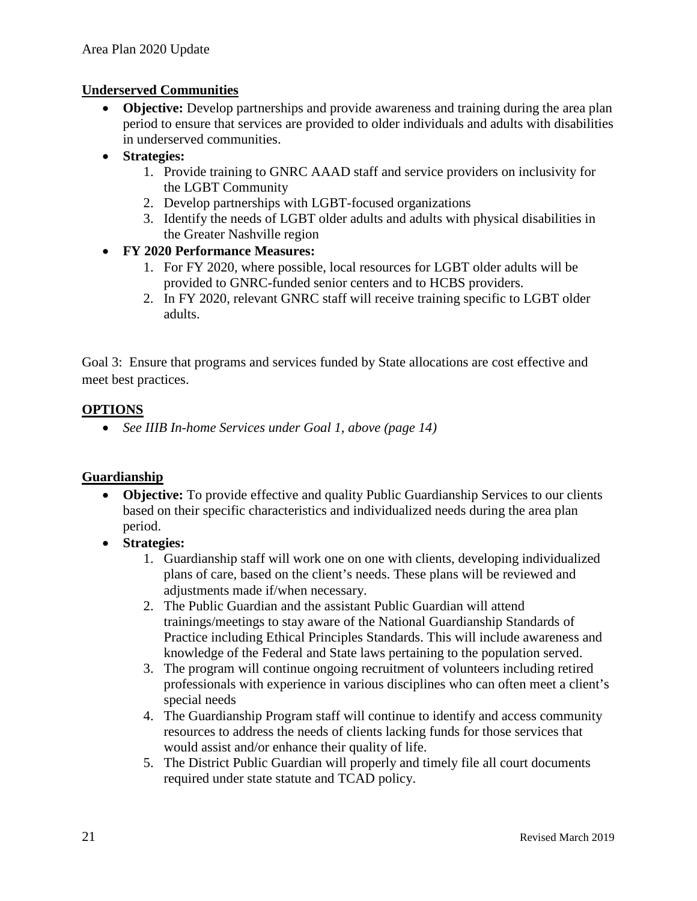**Underserved Communities**

- **Objective:** Develop partnerships and provide awareness and training during the area plan period to ensure that services are provided to older individuals and adults with disabilities in underserved communities.
- **Strategies:**
    1. Provide training to GNRC AAAD staff and service providers on inclusivity for the LGBT Community
    2. Develop partnerships with LGBT-focused organizations
    3. Identify the needs of LGBT older adults and adults with physical disabilities in the Greater Nashville region
- **FY 2020 Performance Measures:**
    1. For FY 2020, where possible, local resources for LGBT older adults will be provided to GNRC-funded senior centers and to HCBS providers.
    2. In FY 2020, relevant GNRC staff will receive training specific to LGBT older adults.

Goal 3: Ensure that programs and services funded by State allocations are cost effective and meet best practices.

**OPTIONS**

- *See IIIB In-home Services under Goal 1, above (page 14)*

**Guardianship**

- **Objective:** To provide effective and quality Public Guardianship Services to our clients based on their specific characteristics and individualized needs during the area plan period.
- **Strategies:**
    1. Guardianship staff will work one on one with clients, developing individualized plans of care, based on the client's needs. These plans will be reviewed and adjustments made if/when necessary.
    2. The Public Guardian and the assistant Public Guardian will attend trainings/meetings to stay aware of the National Guardianship Standards of Practice including Ethical Principles Standards. This will include awareness and knowledge of the Federal and State laws pertaining to the population served.
    3. The program will continue ongoing recruitment of volunteers including retired professionals with experience in various disciplines who can often meet a client's special needs
    4. The Guardianship Program staff will continue to identify and access community resources to address the needs of clients lacking funds for those services that would assist and/or enhance their quality of life.
    5. The District Public Guardian will properly and timely file all court documents required under state statute and TCAD policy.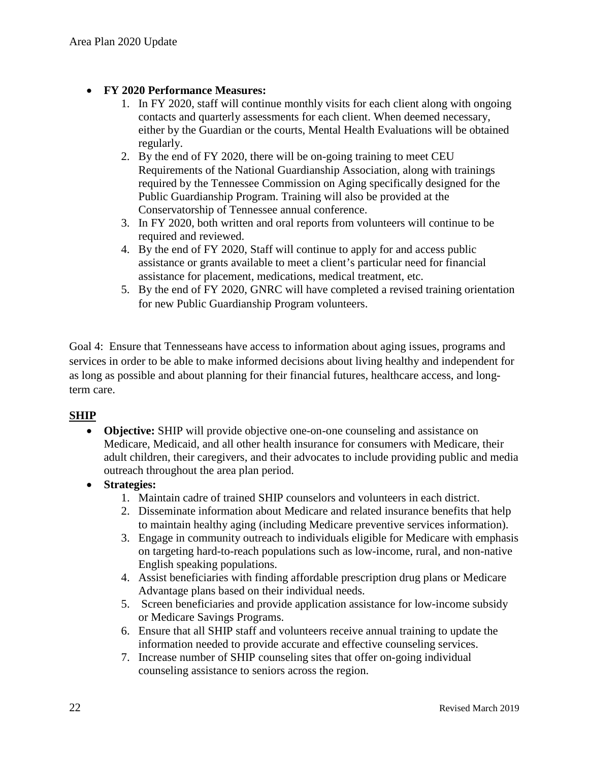- **FY 2020 Performance Measures:**
    1. In FY 2020, staff will continue monthly visits for each client along with ongoing contacts and quarterly assessments for each client. When deemed necessary, either by the Guardian or the courts, Mental Health Evaluations will be obtained regularly.
    2. By the end of FY 2020, there will be on-going training to meet CEU Requirements of the National Guardianship Association, along with trainings required by the Tennessee Commission on Aging specifically designed for the Public Guardianship Program. Training will also be provided at the Conservatorship of Tennessee annual conference.
    3. In FY 2020, both written and oral reports from volunteers will continue to be required and reviewed.
    4. By the end of FY 2020, Staff will continue to apply for and access public assistance or grants available to meet a client's particular need for financial assistance for placement, medications, medical treatment, etc.
    5. By the end of FY 2020, GNRC will have completed a revised training orientation for new Public Guardianship Program volunteers.

Goal 4: Ensure that Tennesseans have access to information about aging issues, programs and services in order to be able to make informed decisions about living healthy and independent for as long as possible and about planning for their financial futures, healthcare access, and long-term care.

**SHIP**

- **Objective:** SHIP will provide objective one-on-one counseling and assistance on Medicare, Medicaid, and all other health insurance for consumers with Medicare, their adult children, their caregivers, and their advocates to include providing public and media outreach throughout the area plan period.
- **Strategies:**
    1. Maintain cadre of trained SHIP counselors and volunteers in each district.
    2. Disseminate information about Medicare and related insurance benefits that help to maintain healthy aging (including Medicare preventive services information).
    3. Engage in community outreach to individuals eligible for Medicare with emphasis on targeting hard-to-reach populations such as low-income, rural, and non-native English speaking populations.
    4. Assist beneficiaries with finding affordable prescription drug plans or Medicare Advantage plans based on their individual needs.
    5. Screen beneficiaries and provide application assistance for low-income subsidy or Medicare Savings Programs.
    6. Ensure that all SHIP staff and volunteers receive annual training to update the information needed to provide accurate and effective counseling services.
    7. Increase number of SHIP counseling sites that offer on-going individual counseling assistance to seniors across the region.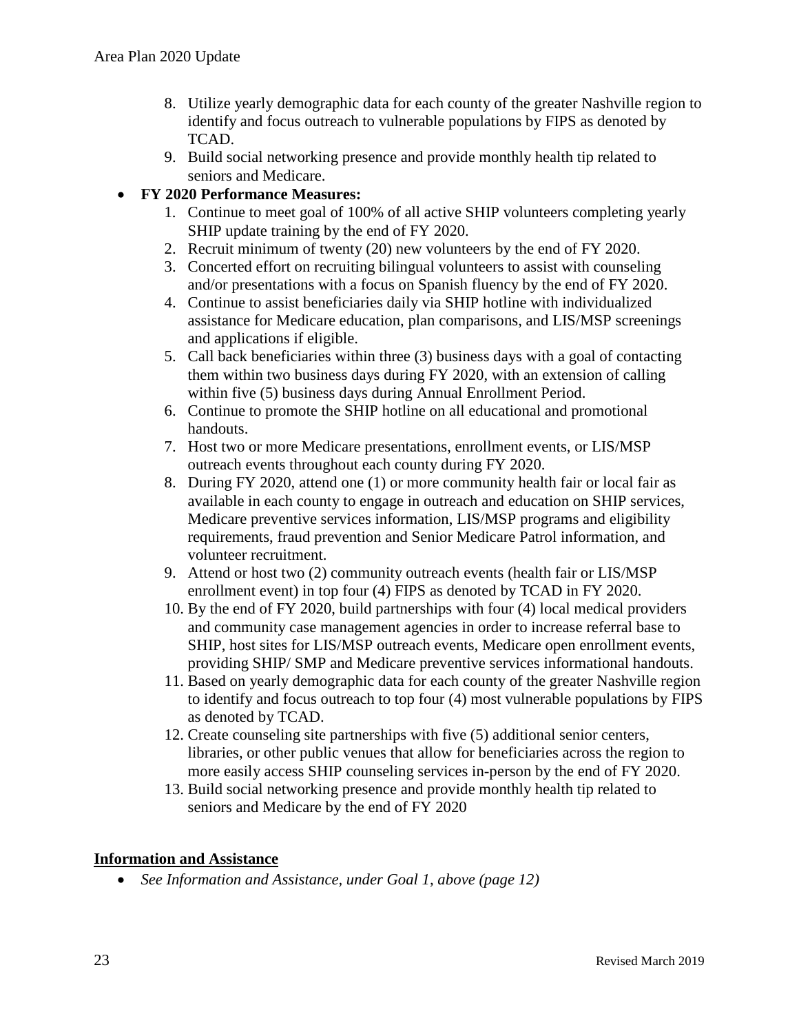8. Utilize yearly demographic data for each county of the greater Nashville region to identify and focus outreach to vulnerable populations by FIPS as denoted by TCAD.
9. Build social networking presence and provide monthly health tip related to seniors and Medicare.

- **FY 2020 Performance Measures:**
  1. Continue to meet goal of 100% of all active SHIP volunteers completing yearly SHIP update training by the end of FY 2020.
  2. Recruit minimum of twenty (20) new volunteers by the end of FY 2020.
  3. Concerted effort on recruiting bilingual volunteers to assist with counseling and/or presentations with a focus on Spanish fluency by the end of FY 2020.
  4. Continue to assist beneficiaries daily via SHIP hotline with individualized assistance for Medicare education, plan comparisons, and LIS/MSP screenings and applications if eligible.
  5. Call back beneficiaries within three (3) business days with a goal of contacting them within two business days during FY 2020, with an extension of calling within five (5) business days during Annual Enrollment Period.
  6. Continue to promote the SHIP hotline on all educational and promotional handouts.
  7. Host two or more Medicare presentations, enrollment events, or LIS/MSP outreach events throughout each county during FY 2020.
  8. During FY 2020, attend one (1) or more community health fair or local fair as available in each county to engage in outreach and education on SHIP services, Medicare preventive services information, LIS/MSP programs and eligibility requirements, fraud prevention and Senior Medicare Patrol information, and volunteer recruitment.
  9. Attend or host two (2) community outreach events (health fair or LIS/MSP enrollment event) in top four (4) FIPS as denoted by TCAD in FY 2020.
  10. By the end of FY 2020, build partnerships with four (4) local medical providers and community case management agencies in order to increase referral base to SHIP, host sites for LIS/MSP outreach events, Medicare open enrollment events, providing SHIP/ SMP and Medicare preventive services informational handouts.
  11. Based on yearly demographic data for each county of the greater Nashville region to identify and focus outreach to top four (4) most vulnerable populations by FIPS as denoted by TCAD.
  12. Create counseling site partnerships with five (5) additional senior centers, libraries, or other public venues that allow for beneficiaries across the region to more easily access SHIP counseling services in-person by the end of FY 2020.
  13. Build social networking presence and provide monthly health tip related to seniors and Medicare by the end of FY 2020

**Information and Assistance**

- *See Information and Assistance, under Goal 1, above (page 12)*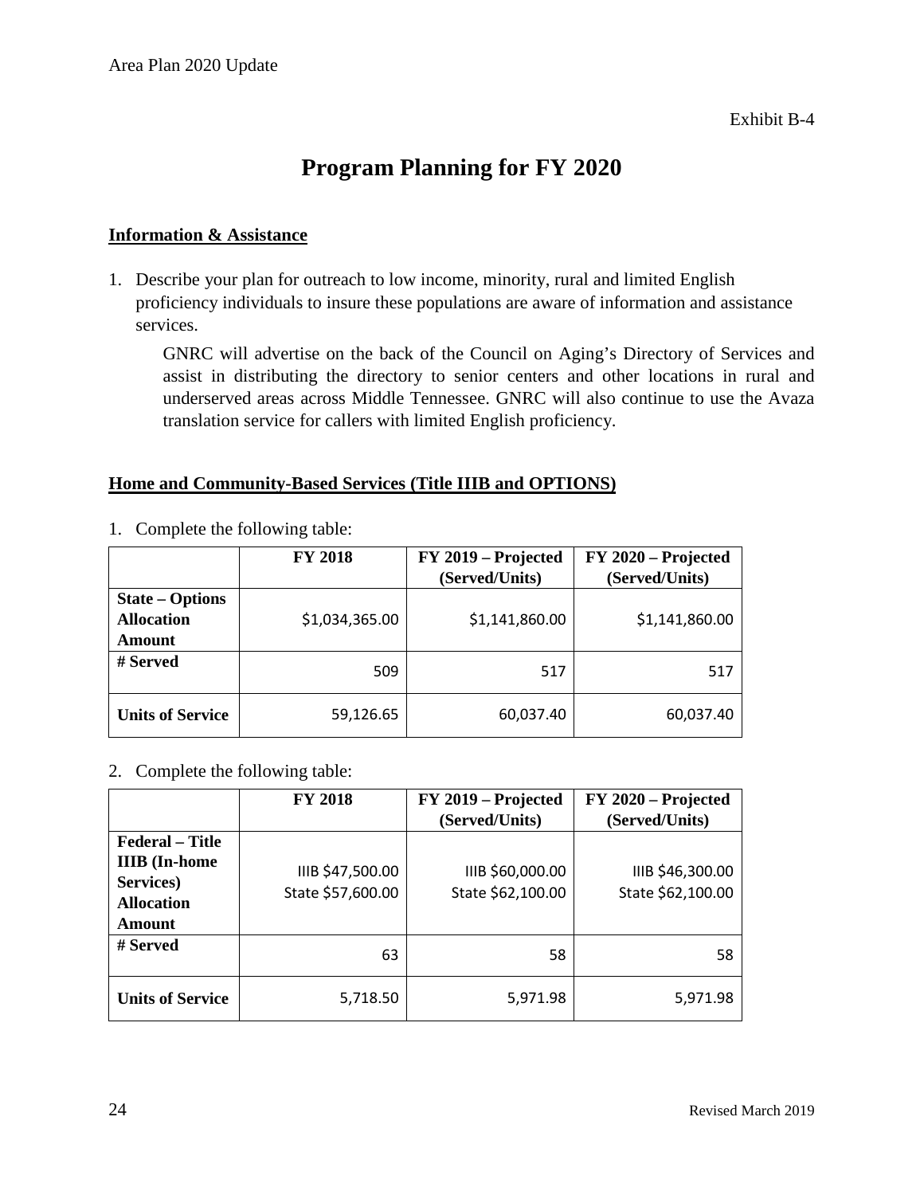Exhibit B-4

# Program Planning for FY 2020

## Information & Assistance

1. Describe your plan for outreach to low income, minority, rural and limited English proficiency individuals to insure these populations are aware of information and assistance services.

   GNRC will advertise on the back of the Council on Aging's Directory of Services and assist in distributing the directory to senior centers and other locations in rural and underserved areas across Middle Tennessee. GNRC will also continue to use the Avaza translation service for callers with limited English proficiency.

## Home and Community-Based Services (Title IIIB and OPTIONS)

1. Complete the following table:

| | FY 2018 | FY 2019 – Projected (Served/Units) | FY 2020 – Projected (Served/Units) |
|---|---|---|---|
| **State – Options Allocation Amount** | $1,034,365.00 | $1,141,860.00 | $1,141,860.00 |
| **# Served** | 509 | 517 | 517 |
| **Units of Service** | 59,126.65 | 60,037.40 | 60,037.40 |

2. Complete the following table:

| | FY 2018 | FY 2019 – Projected (Served/Units) | FY 2020 – Projected (Served/Units) |
|---|---|---|---|
| **Federal – Title IIIB (In-home Services) Allocation Amount** | IIIB $47,500.00<br>State $57,600.00 | IIIB $60,000.00<br>State $62,100.00 | IIIB $46,300.00<br>State $62,100.00 |
| **# Served** | 63 | 58 | 58 |
| **Units of Service** | 5,718.50 | 5,971.98 | 5,971.98 |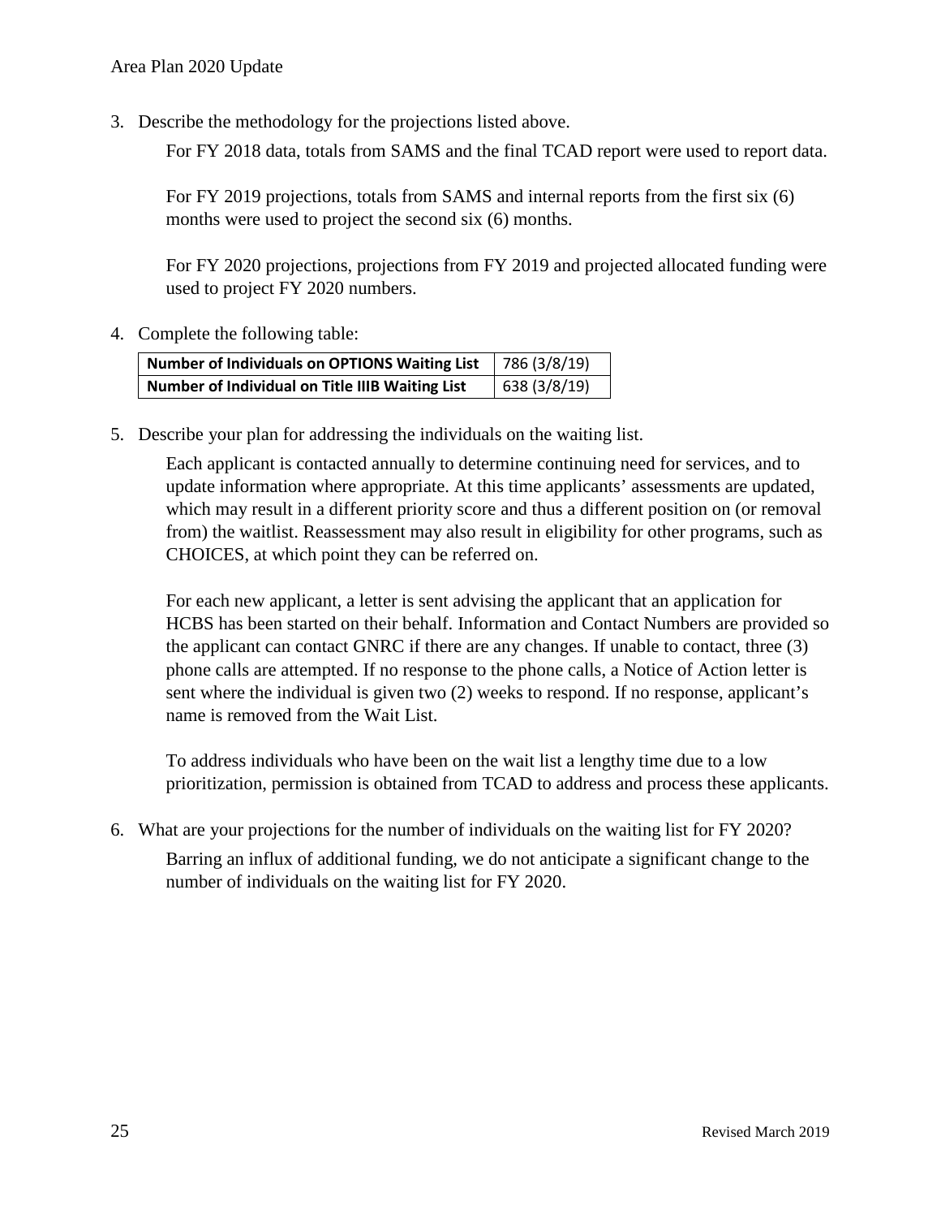3. Describe the methodology for the projections listed above.

   For FY 2018 data, totals from SAMS and the final TCAD report were used to report data.

   For FY 2019 projections, totals from SAMS and internal reports from the first six (6) months were used to project the second six (6) months.

   For FY 2020 projections, projections from FY 2019 and projected allocated funding were used to project FY 2020 numbers.

4. Complete the following table:

| Number of Individuals on OPTIONS Waiting List | 786 (3/8/19) |
|---|---|
| **Number of Individual on Title IIIB Waiting List** | 638 (3/8/19) |

5. Describe your plan for addressing the individuals on the waiting list.

   Each applicant is contacted annually to determine continuing need for services, and to update information where appropriate. At this time applicants' assessments are updated, which may result in a different priority score and thus a different position on (or removal from) the waitlist. Reassessment may also result in eligibility for other programs, such as CHOICES, at which point they can be referred on.

   For each new applicant, a letter is sent advising the applicant that an application for HCBS has been started on their behalf. Information and Contact Numbers are provided so the applicant can contact GNRC if there are any changes. If unable to contact, three (3) phone calls are attempted. If no response to the phone calls, a Notice of Action letter is sent where the individual is given two (2) weeks to respond. If no response, applicant's name is removed from the Wait List.

   To address individuals who have been on the wait list a lengthy time due to a low prioritization, permission is obtained from TCAD to address and process these applicants.

6. What are your projections for the number of individuals on the waiting list for FY 2020?

   Barring an influx of additional funding, we do not anticipate a significant change to the number of individuals on the waiting list for FY 2020.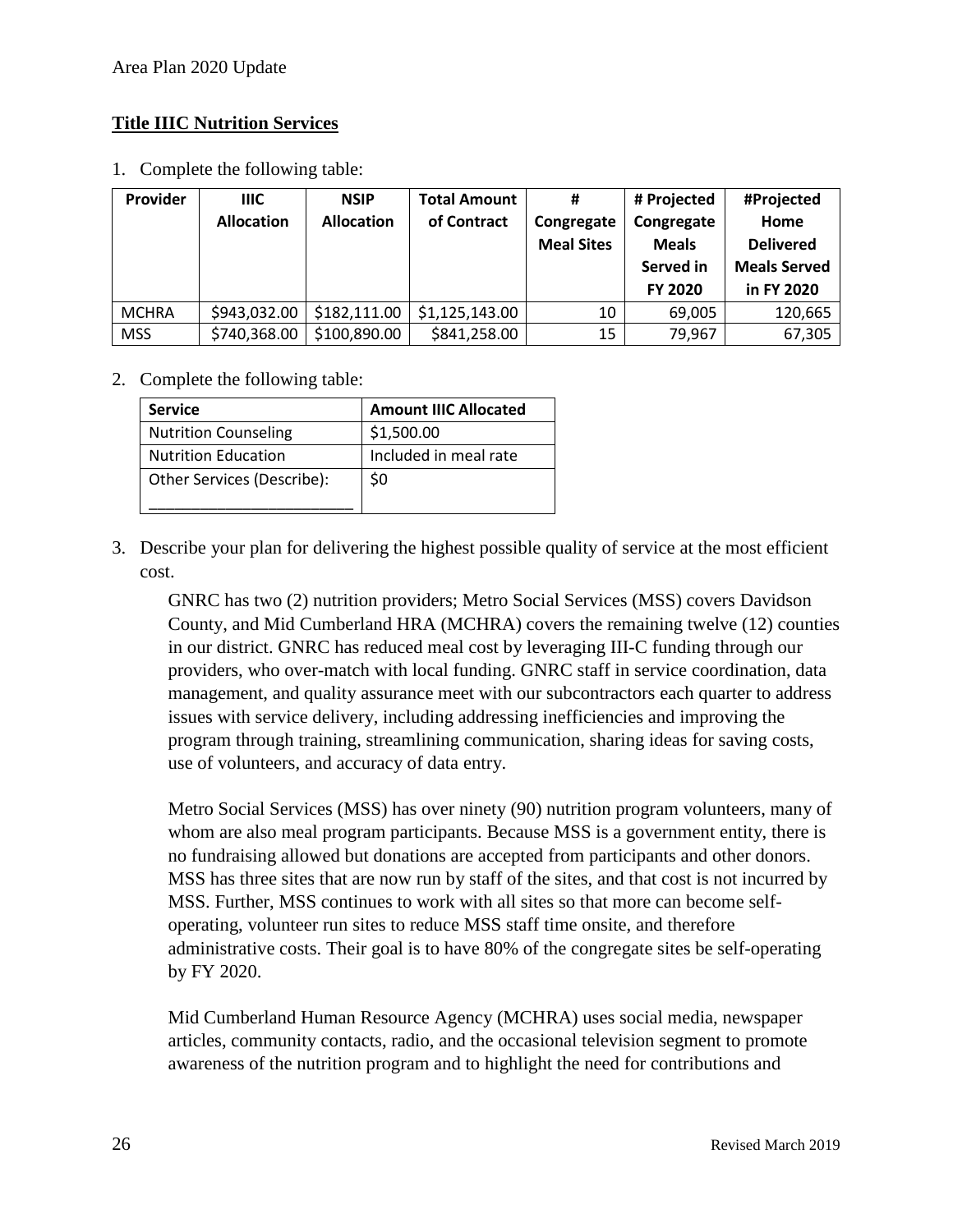## Title IIIC Nutrition Services

1. Complete the following table:

| Provider | IIIC Allocation | NSIP Allocation | Total Amount of Contract | # Congregate Meal Sites | # Projected Congregate Meals Served in FY 2020 | #Projected Home Delivered Meals Served in FY 2020 |
|---|---|---|---|---|---|---|
| MCHRA | $943,032.00 | $182,111.00 | $1,125,143.00 | 10 | 69,005 | 120,665 |
| MSS | $740,368.00 | $100,890.00 | $841,258.00 | 15 | 79,967 | 67,305 |

2. Complete the following table:

| Service | Amount IIIC Allocated |
|---|---|
| Nutrition Counseling | $1,500.00 |
| Nutrition Education | Included in meal rate |
| Other Services (Describe): ________________________ | $0 |

3. Describe your plan for delivering the highest possible quality of service at the most efficient cost.

   GNRC has two (2) nutrition providers; Metro Social Services (MSS) covers Davidson County, and Mid Cumberland HRA (MCHRA) covers the remaining twelve (12) counties in our district. GNRC has reduced meal cost by leveraging III-C funding through our providers, who over-match with local funding. GNRC staff in service coordination, data management, and quality assurance meet with our subcontractors each quarter to address issues with service delivery, including addressing inefficiencies and improving the program through training, streamlining communication, sharing ideas for saving costs, use of volunteers, and accuracy of data entry.

   Metro Social Services (MSS) has over ninety (90) nutrition program volunteers, many of whom are also meal program participants. Because MSS is a government entity, there is no fundraising allowed but donations are accepted from participants and other donors. MSS has three sites that are now run by staff of the sites, and that cost is not incurred by MSS. Further, MSS continues to work with all sites so that more can become self-operating, volunteer run sites to reduce MSS staff time onsite, and therefore administrative costs. Their goal is to have 80% of the congregate sites be self-operating by FY 2020.

   Mid Cumberland Human Resource Agency (MCHRA) uses social media, newspaper articles, community contacts, radio, and the occasional television segment to promote awareness of the nutrition program and to highlight the need for contributions and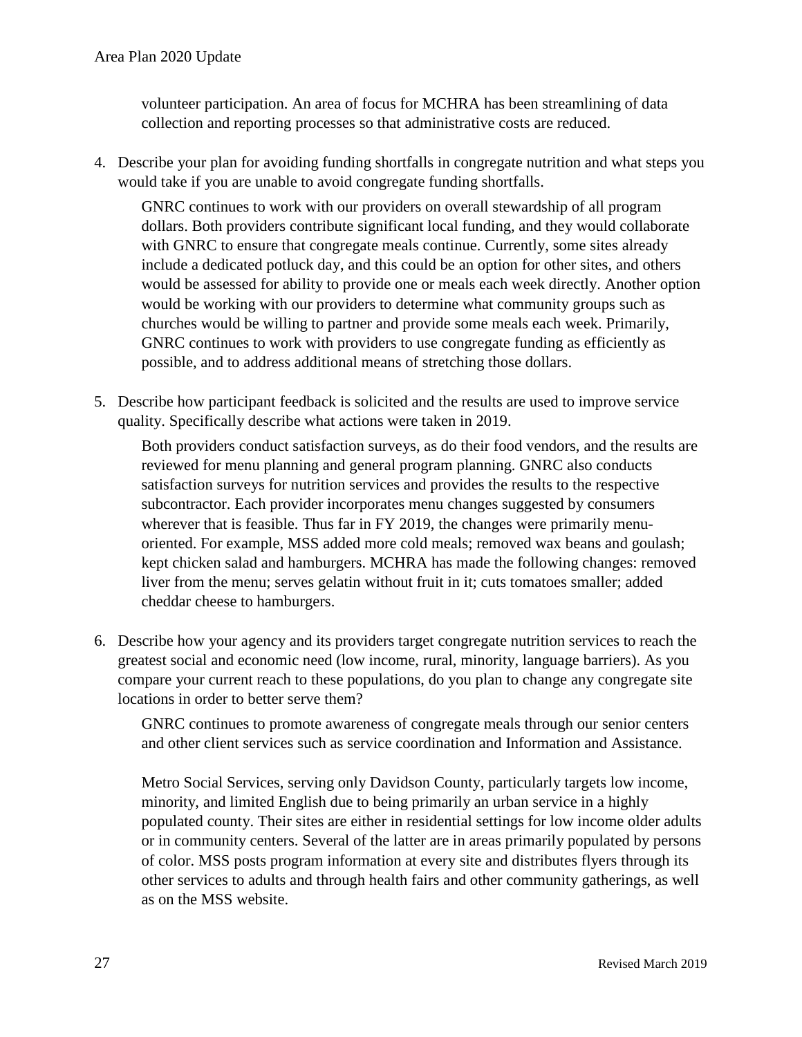volunteer participation. An area of focus for MCHRA has been streamlining of data collection and reporting processes so that administrative costs are reduced.

4. Describe your plan for avoiding funding shortfalls in congregate nutrition and what steps you would take if you are unable to avoid congregate funding shortfalls.

   GNRC continues to work with our providers on overall stewardship of all program dollars. Both providers contribute significant local funding, and they would collaborate with GNRC to ensure that congregate meals continue. Currently, some sites already include a dedicated potluck day, and this could be an option for other sites, and others would be assessed for ability to provide one or meals each week directly. Another option would be working with our providers to determine what community groups such as churches would be willing to partner and provide some meals each week. Primarily, GNRC continues to work with providers to use congregate funding as efficiently as possible, and to address additional means of stretching those dollars.

5. Describe how participant feedback is solicited and the results are used to improve service quality. Specifically describe what actions were taken in 2019.

   Both providers conduct satisfaction surveys, as do their food vendors, and the results are reviewed for menu planning and general program planning. GNRC also conducts satisfaction surveys for nutrition services and provides the results to the respective subcontractor. Each provider incorporates menu changes suggested by consumers wherever that is feasible. Thus far in FY 2019, the changes were primarily menu-oriented. For example, MSS added more cold meals; removed wax beans and goulash; kept chicken salad and hamburgers. MCHRA has made the following changes: removed liver from the menu; serves gelatin without fruit in it; cuts tomatoes smaller; added cheddar cheese to hamburgers.

6. Describe how your agency and its providers target congregate nutrition services to reach the greatest social and economic need (low income, rural, minority, language barriers). As you compare your current reach to these populations, do you plan to change any congregate site locations in order to better serve them?

   GNRC continues to promote awareness of congregate meals through our senior centers and other client services such as service coordination and Information and Assistance.

   Metro Social Services, serving only Davidson County, particularly targets low income, minority, and limited English due to being primarily an urban service in a highly populated county. Their sites are either in residential settings for low income older adults or in community centers. Several of the latter are in areas primarily populated by persons of color. MSS posts program information at every site and distributes flyers through its other services to adults and through health fairs and other community gatherings, as well as on the MSS website.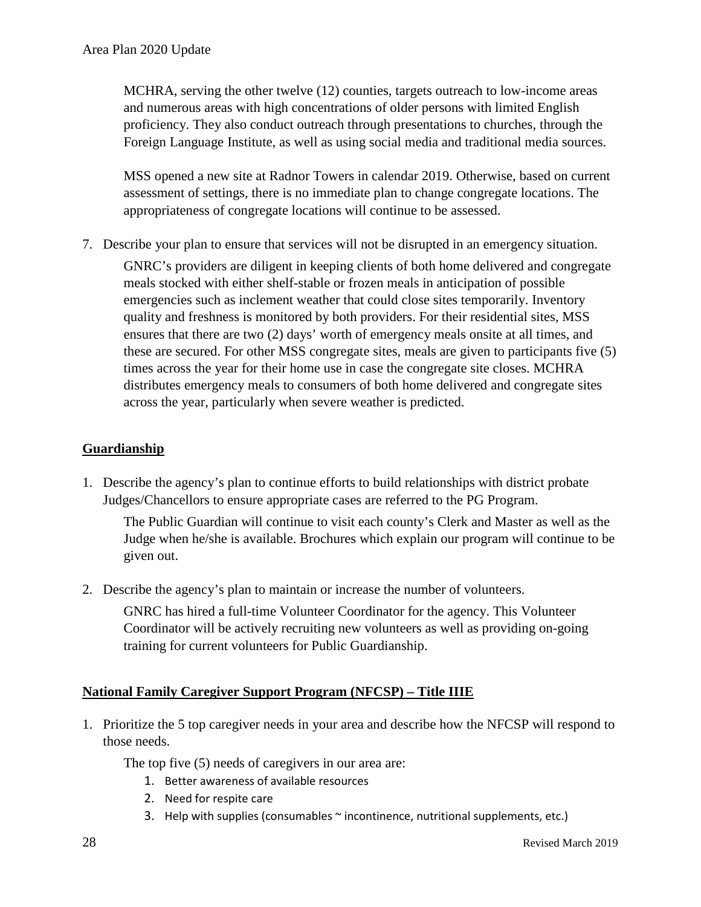MCHRA, serving the other twelve (12) counties, targets outreach to low-income areas and numerous areas with high concentrations of older persons with limited English proficiency. They also conduct outreach through presentations to churches, through the Foreign Language Institute, as well as using social media and traditional media sources.

MSS opened a new site at Radnor Towers in calendar 2019. Otherwise, based on current assessment of settings, there is no immediate plan to change congregate locations. The appropriateness of congregate locations will continue to be assessed.

7. Describe your plan to ensure that services will not be disrupted in an emergency situation.

   GNRC's providers are diligent in keeping clients of both home delivered and congregate meals stocked with either shelf-stable or frozen meals in anticipation of possible emergencies such as inclement weather that could close sites temporarily. Inventory quality and freshness is monitored by both providers. For their residential sites, MSS ensures that there are two (2) days' worth of emergency meals onsite at all times, and these are secured. For other MSS congregate sites, meals are given to participants five (5) times across the year for their home use in case the congregate site closes. MCHRA distributes emergency meals to consumers of both home delivered and congregate sites across the year, particularly when severe weather is predicted.

## Guardianship

1. Describe the agency's plan to continue efforts to build relationships with district probate Judges/Chancellors to ensure appropriate cases are referred to the PG Program.

   The Public Guardian will continue to visit each county's Clerk and Master as well as the Judge when he/she is available. Brochures which explain our program will continue to be given out.

2. Describe the agency's plan to maintain or increase the number of volunteers.

   GNRC has hired a full-time Volunteer Coordinator for the agency. This Volunteer Coordinator will be actively recruiting new volunteers as well as providing on-going training for current volunteers for Public Guardianship.

## National Family Caregiver Support Program (NFCSP) – Title IIIE

1. Prioritize the 5 top caregiver needs in your area and describe how the NFCSP will respond to those needs.

   The top five (5) needs of caregivers in our area are:

   1. Better awareness of available resources
   2. Need for respite care
   3. Help with supplies (consumables ~ incontinence, nutritional supplements, etc.)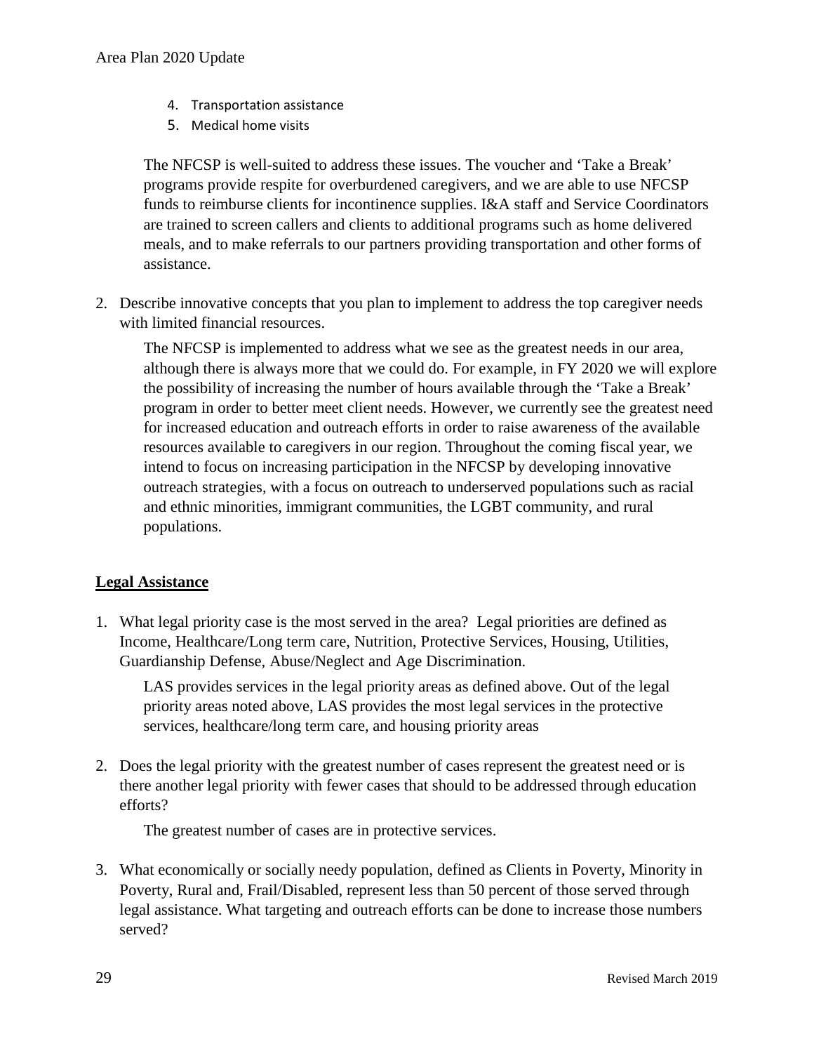4. Transportation assistance
5. Medical home visits

   The NFCSP is well-suited to address these issues. The voucher and 'Take a Break' programs provide respite for overburdened caregivers, and we are able to use NFCSP funds to reimburse clients for incontinence supplies. I&A staff and Service Coordinators are trained to screen callers and clients to additional programs such as home delivered meals, and to make referrals to our partners providing transportation and other forms of assistance.

2. Describe innovative concepts that you plan to implement to address the top caregiver needs with limited financial resources.

   The NFCSP is implemented to address what we see as the greatest needs in our area, although there is always more that we could do. For example, in FY 2020 we will explore the possibility of increasing the number of hours available through the 'Take a Break' program in order to better meet client needs. However, we currently see the greatest need for increased education and outreach efforts in order to raise awareness of the available resources available to caregivers in our region. Throughout the coming fiscal year, we intend to focus on increasing participation in the NFCSP by developing innovative outreach strategies, with a focus on outreach to underserved populations such as racial and ethnic minorities, immigrant communities, the LGBT community, and rural populations.

## Legal Assistance

1. What legal priority case is the most served in the area? Legal priorities are defined as Income, Healthcare/Long term care, Nutrition, Protective Services, Housing, Utilities, Guardianship Defense, Abuse/Neglect and Age Discrimination.

   LAS provides services in the legal priority areas as defined above. Out of the legal priority areas noted above, LAS provides the most legal services in the protective services, healthcare/long term care, and housing priority areas

2. Does the legal priority with the greatest number of cases represent the greatest need or is there another legal priority with fewer cases that should to be addressed through education efforts?

   The greatest number of cases are in protective services.

3. What economically or socially needy population, defined as Clients in Poverty, Minority in Poverty, Rural and, Frail/Disabled, represent less than 50 percent of those served through legal assistance. What targeting and outreach efforts can be done to increase those numbers served?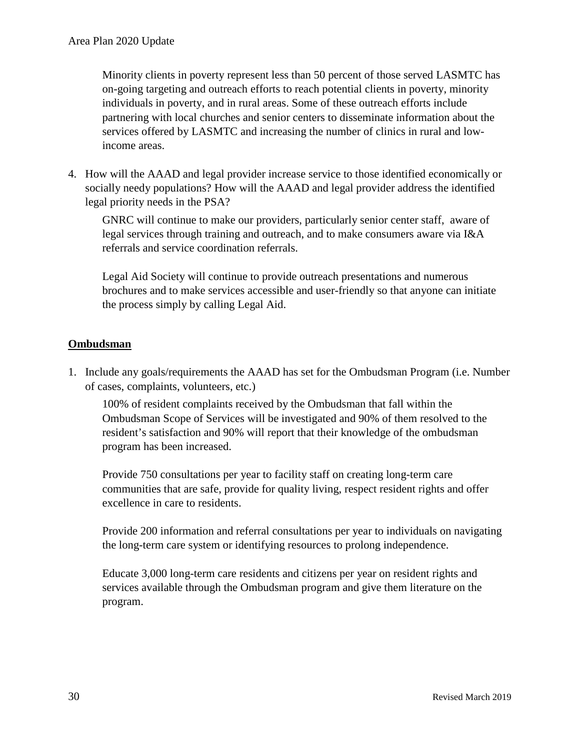Minority clients in poverty represent less than 50 percent of those served LASMTC has on-going targeting and outreach efforts to reach potential clients in poverty, minority individuals in poverty, and in rural areas. Some of these outreach efforts include partnering with local churches and senior centers to disseminate information about the services offered by LASMTC and increasing the number of clinics in rural and low-income areas.

4. How will the AAAD and legal provider increase service to those identified economically or socially needy populations? How will the AAAD and legal provider address the identified legal priority needs in the PSA?

   GNRC will continue to make our providers, particularly senior center staff, aware of legal services through training and outreach, and to make consumers aware via I&A referrals and service coordination referrals.

   Legal Aid Society will continue to provide outreach presentations and numerous brochures and to make services accessible and user-friendly so that anyone can initiate the process simply by calling Legal Aid.

**Ombudsman**

1. Include any goals/requirements the AAAD has set for the Ombudsman Program (i.e. Number of cases, complaints, volunteers, etc.)

   100% of resident complaints received by the Ombudsman that fall within the Ombudsman Scope of Services will be investigated and 90% of them resolved to the resident's satisfaction and 90% will report that their knowledge of the ombudsman program has been increased.

   Provide 750 consultations per year to facility staff on creating long-term care communities that are safe, provide for quality living, respect resident rights and offer excellence in care to residents.

   Provide 200 information and referral consultations per year to individuals on navigating the long-term care system or identifying resources to prolong independence.

   Educate 3,000 long-term care residents and citizens per year on resident rights and services available through the Ombudsman program and give them literature on the program.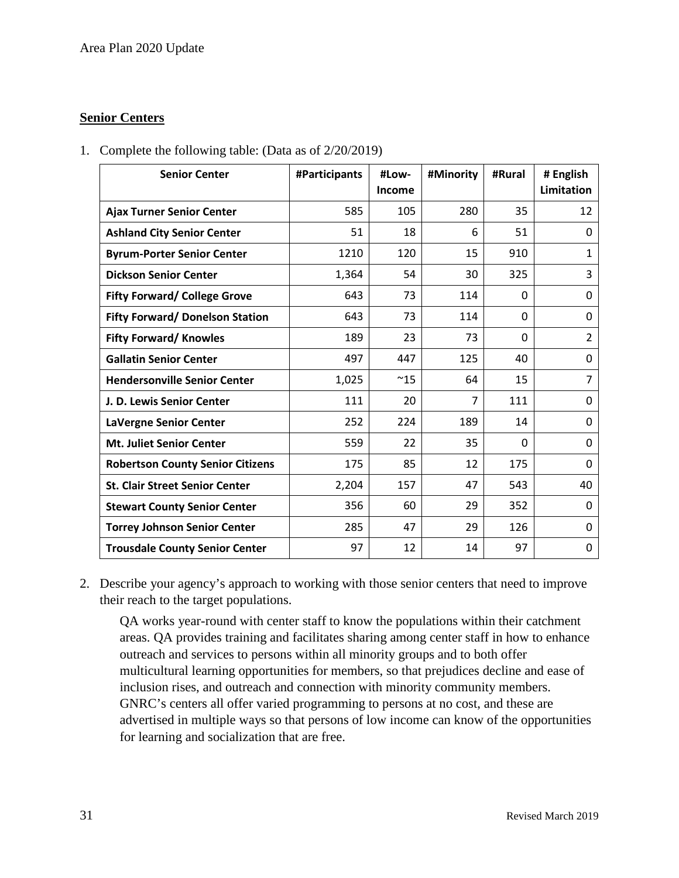## Senior Centers

1. Complete the following table: (Data as of 2/20/2019)

| Senior Center | #Participants | #Low-Income | #Minority | #Rural | # English Limitation |
|---|---|---|---|---|---|
| **Ajax Turner Senior Center** | 585 | 105 | 280 | 35 | 12 |
| **Ashland City Senior Center** | 51 | 18 | 6 | 51 | 0 |
| **Byrum-Porter Senior Center** | 1210 | 120 | 15 | 910 | 1 |
| **Dickson Senior Center** | 1,364 | 54 | 30 | 325 | 3 |
| **Fifty Forward/ College Grove** | 643 | 73 | 114 | 0 | 0 |
| **Fifty Forward/ Donelson Station** | 643 | 73 | 114 | 0 | 0 |
| **Fifty Forward/ Knowles** | 189 | 23 | 73 | 0 | 2 |
| **Gallatin Senior Center** | 497 | 447 | 125 | 40 | 0 |
| **Hendersonville Senior Center** | 1,025 | ~15 | 64 | 15 | 7 |
| **J. D. Lewis Senior Center** | 111 | 20 | 7 | 111 | 0 |
| **LaVergne Senior Center** | 252 | 224 | 189 | 14 | 0 |
| **Mt. Juliet Senior Center** | 559 | 22 | 35 | 0 | 0 |
| **Robertson County Senior Citizens** | 175 | 85 | 12 | 175 | 0 |
| **St. Clair Street Senior Center** | 2,204 | 157 | 47 | 543 | 40 |
| **Stewart County Senior Center** | 356 | 60 | 29 | 352 | 0 |
| **Torrey Johnson Senior Center** | 285 | 47 | 29 | 126 | 0 |
| **Trousdale County Senior Center** | 97 | 12 | 14 | 97 | 0 |

2. Describe your agency's approach to working with those senior centers that need to improve their reach to the target populations.

   QA works year-round with center staff to know the populations within their catchment areas. QA provides training and facilitates sharing among center staff in how to enhance outreach and services to persons within all minority groups and to both offer multicultural learning opportunities for members, so that prejudices decline and ease of inclusion rises, and outreach and connection with minority community members. GNRC's centers all offer varied programming to persons at no cost, and these are advertised in multiple ways so that persons of low income can know of the opportunities for learning and socialization that are free.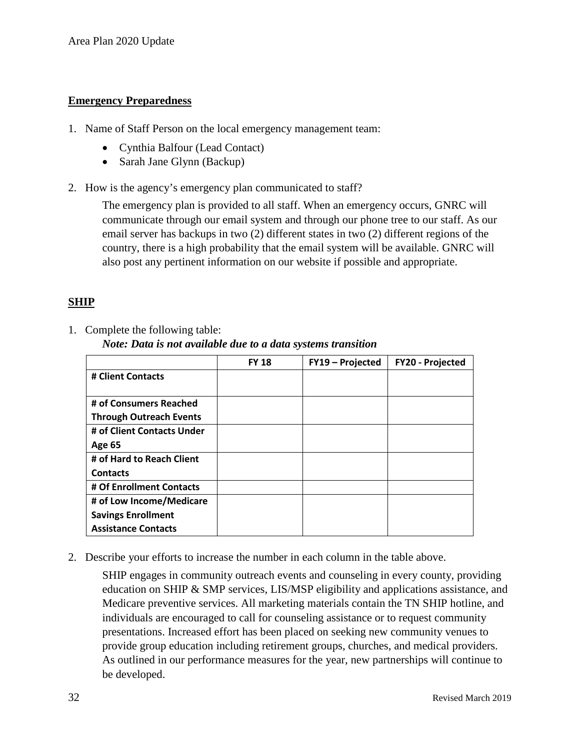## Emergency Preparedness

1. Name of Staff Person on the local emergency management team:
   - Cynthia Balfour (Lead Contact)
   - Sarah Jane Glynn (Backup)

2. How is the agency's emergency plan communicated to staff?

   The emergency plan is provided to all staff. When an emergency occurs, GNRC will communicate through our email system and through our phone tree to our staff. As our email server has backups in two (2) different states in two (2) different regions of the country, there is a high probability that the email system will be available. GNRC will also post any pertinent information on our website if possible and appropriate.

## SHIP

1. Complete the following table:

   ***Note: Data is not available due to a data systems transition***

| | FY 18 | FY19 – Projected | FY20 - Projected |
|---|---|---|---|
| **# Client Contacts** | | | |
| **# of Consumers Reached Through Outreach Events** | | | |
| **# of Client Contacts Under Age 65** | | | |
| **# of Hard to Reach Client Contacts** | | | |
| **# Of Enrollment Contacts** | | | |
| **# of Low Income/Medicare Savings Enrollment Assistance Contacts** | | | |

2. Describe your efforts to increase the number in each column in the table above.

   SHIP engages in community outreach events and counseling in every county, providing education on SHIP & SMP services, LIS/MSP eligibility and applications assistance, and Medicare preventive services. All marketing materials contain the TN SHIP hotline, and individuals are encouraged to call for counseling assistance or to request community presentations. Increased effort has been placed on seeking new community venues to provide group education including retirement groups, churches, and medical providers. As outlined in our performance measures for the year, new partnerships will continue to be developed.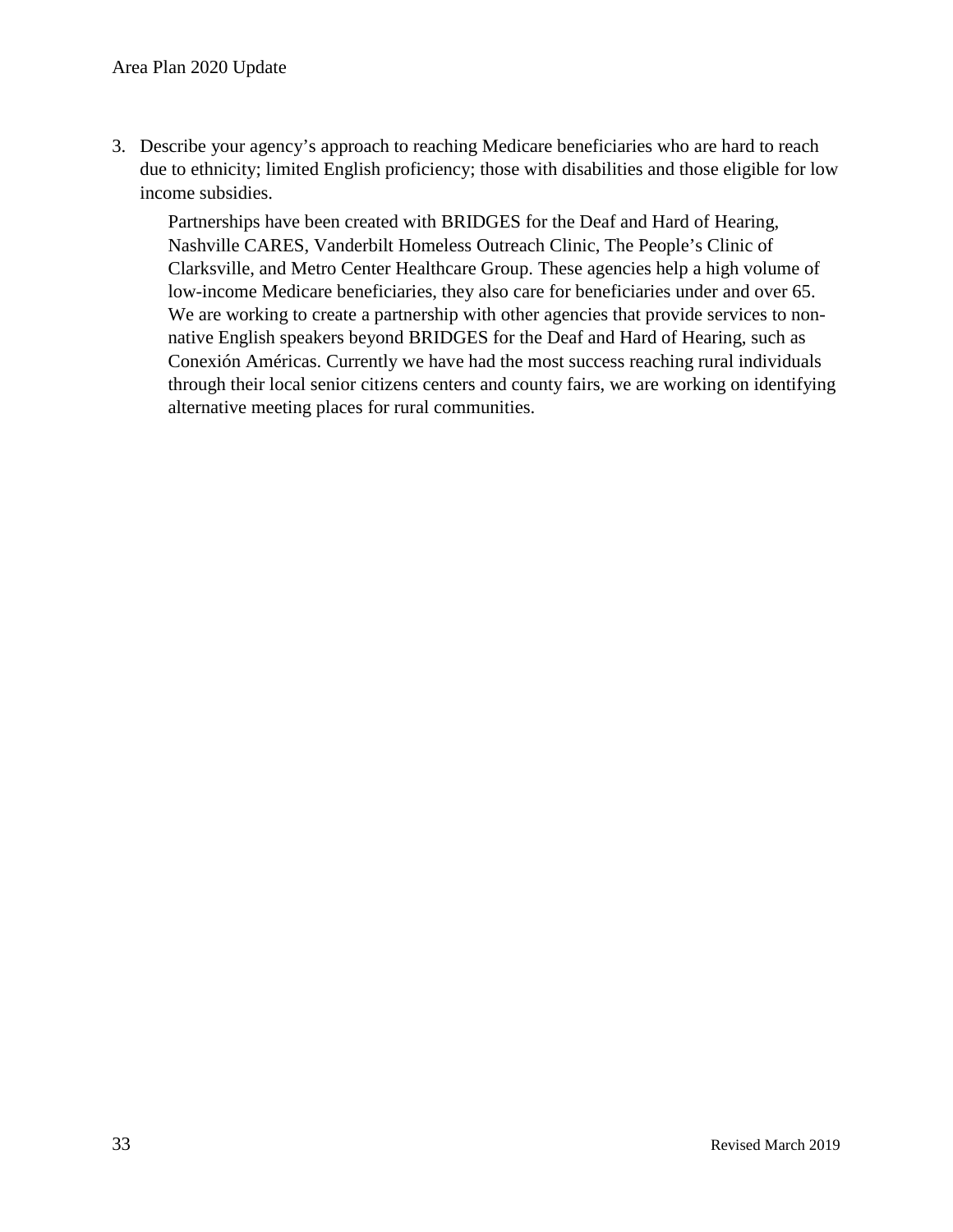3. Describe your agency's approach to reaching Medicare beneficiaries who are hard to reach due to ethnicity; limited English proficiency; those with disabilities and those eligible for low income subsidies.

   Partnerships have been created with BRIDGES for the Deaf and Hard of Hearing, Nashville CARES, Vanderbilt Homeless Outreach Clinic, The People's Clinic of Clarksville, and Metro Center Healthcare Group. These agencies help a high volume of low-income Medicare beneficiaries, they also care for beneficiaries under and over 65. We are working to create a partnership with other agencies that provide services to non-native English speakers beyond BRIDGES for the Deaf and Hard of Hearing, such as Conexión Américas. Currently we have had the most success reaching rural individuals through their local senior citizens centers and county fairs, we are working on identifying alternative meeting places for rural communities.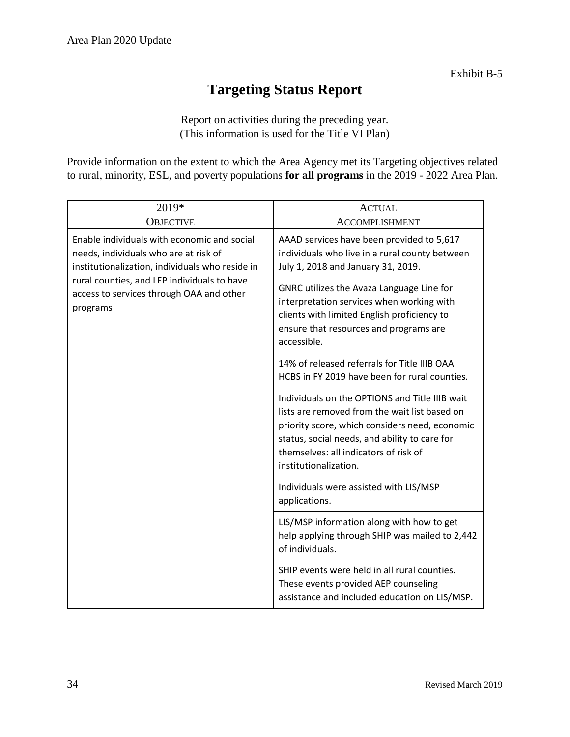Exhibit B-5

# Targeting Status Report

Report on activities during the preceding year.
(This information is used for the Title VI Plan)

Provide information on the extent to which the Area Agency met its Targeting objectives related to rural, minority, ESL, and poverty populations **for all programs** in the 2019 - 2022 Area Plan.

| 2019* OBJECTIVE | ACTUAL ACCOMPLISHMENT |
|---|---|
| Enable individuals with economic and social needs, individuals who are at risk of institutionalization, individuals who reside in rural counties, and LEP individuals to have access to services through OAA and other programs | AAAD services have been provided to 5,617 individuals who live in a rural county between July 1, 2018 and January 31, 2019. |
| | GNRC utilizes the Avaza Language Line for interpretation services when working with clients with limited English proficiency to ensure that resources and programs are accessible. |
| | 14% of released referrals for Title IIIB OAA HCBS in FY 2019 have been for rural counties. |
| | Individuals on the OPTIONS and Title IIIB wait lists are removed from the wait list based on priority score, which considers need, economic status, social needs, and ability to care for themselves: all indicators of risk of institutionalization. |
| | Individuals were assisted with LIS/MSP applications. |
| | LIS/MSP information along with how to get help applying through SHIP was mailed to 2,442 of individuals. |
| | SHIP events were held in all rural counties. These events provided AEP counseling assistance and included education on LIS/MSP. |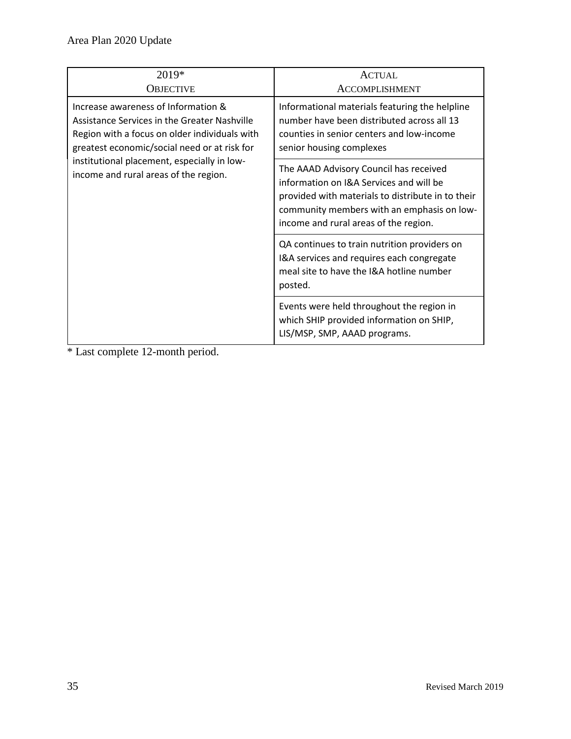| 2019* Objective | Actual Accomplishment |
|---|---|
| Increase awareness of Information & Assistance Services in the Greater Nashville Region with a focus on older individuals with greatest economic/social need or at risk for institutional placement, especially in low-income and rural areas of the region. | Informational materials featuring the helpline number have been distributed across all 13 counties in senior centers and low-income senior housing complexes |
| | The AAAD Advisory Council has received information on I&A Services and will be provided with materials to distribute in to their community members with an emphasis on low-income and rural areas of the region. |
| | QA continues to train nutrition providers on I&A services and requires each congregate meal site to have the I&A hotline number posted. |
| | Events were held throughout the region in which SHIP provided information on SHIP, LIS/MSP, SMP, AAAD programs. |

* Last complete 12-month period.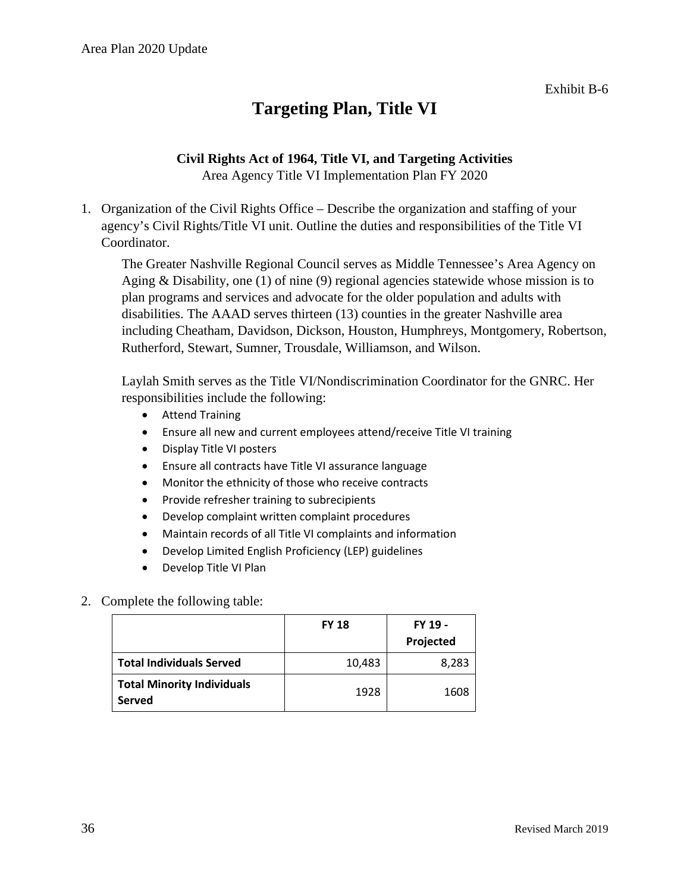Exhibit B-6

# Targeting Plan, Title VI

### Civil Rights Act of 1964, Title VI, and Targeting Activities

Area Agency Title VI Implementation Plan FY 2020

1. Organization of the Civil Rights Office – Describe the organization and staffing of your agency's Civil Rights/Title VI unit. Outline the duties and responsibilities of the Title VI Coordinator.

   The Greater Nashville Regional Council serves as Middle Tennessee's Area Agency on Aging & Disability, one (1) of nine (9) regional agencies statewide whose mission is to plan programs and services and advocate for the older population and adults with disabilities. The AAAD serves thirteen (13) counties in the greater Nashville area including Cheatham, Davidson, Dickson, Houston, Humphreys, Montgomery, Robertson, Rutherford, Stewart, Sumner, Trousdale, Williamson, and Wilson.

   Laylah Smith serves as the Title VI/Nondiscrimination Coordinator for the GNRC. Her responsibilities include the following:

   - Attend Training
   - Ensure all new and current employees attend/receive Title VI training
   - Display Title VI posters
   - Ensure all contracts have Title VI assurance language
   - Monitor the ethnicity of those who receive contracts
   - Provide refresher training to subrecipients
   - Develop complaint written complaint procedures
   - Maintain records of all Title VI complaints and information
   - Develop Limited English Proficiency (LEP) guidelines
   - Develop Title VI Plan

2. Complete the following table:

| | FY 18 | FY 19 - Projected |
|---|---:|---:|
| **Total Individuals Served** | 10,483 | 8,283 |
| **Total Minority Individuals Served** | 1928 | 1608 |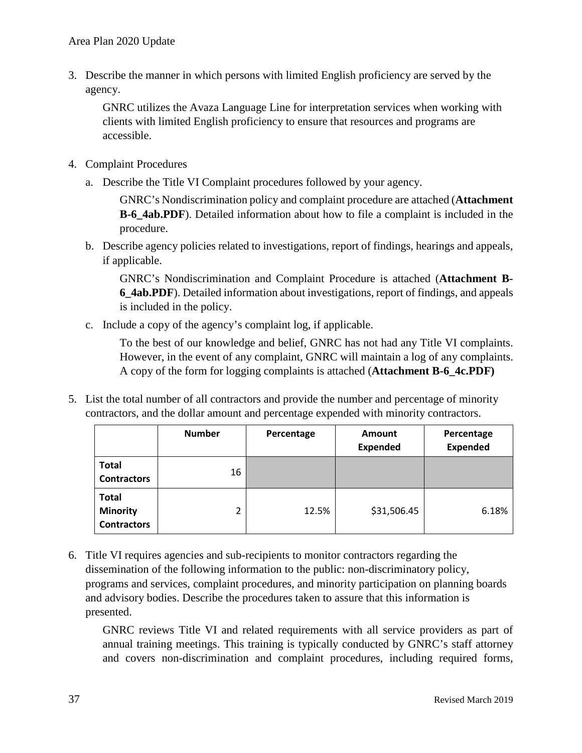3. Describe the manner in which persons with limited English proficiency are served by the agency.

   GNRC utilizes the Avaza Language Line for interpretation services when working with clients with limited English proficiency to ensure that resources and programs are accessible.

4. Complaint Procedures

   a. Describe the Title VI Complaint procedures followed by your agency.

      GNRC's Nondiscrimination policy and complaint procedure are attached (**Attachment B-6_4ab.PDF**). Detailed information about how to file a complaint is included in the procedure.

   b. Describe agency policies related to investigations, report of findings, hearings and appeals, if applicable.

      GNRC's Nondiscrimination and Complaint Procedure is attached (**Attachment B-6_4ab.PDF**). Detailed information about investigations, report of findings, and appeals is included in the policy.

   c. Include a copy of the agency's complaint log, if applicable.

      To the best of our knowledge and belief, GNRC has not had any Title VI complaints. However, in the event of any complaint, GNRC will maintain a log of any complaints. A copy of the form for logging complaints is attached (**Attachment B-6_4c.PDF)**

5. List the total number of all contractors and provide the number and percentage of minority contractors, and the dollar amount and percentage expended with minority contractors.

| | Number | Percentage | Amount Expended | Percentage Expended |
|---|---|---|---|---|
| **Total Contractors** | 16 | | | |
| **Total Minority Contractors** | 2 | 12.5% | $31,506.45 | 6.18% |

6. Title VI requires agencies and sub-recipients to monitor contractors regarding the dissemination of the following information to the public: non-discriminatory policy, programs and services, complaint procedures, and minority participation on planning boards and advisory bodies. Describe the procedures taken to assure that this information is presented.

   GNRC reviews Title VI and related requirements with all service providers as part of annual training meetings. This training is typically conducted by GNRC's staff attorney and covers non-discrimination and complaint procedures, including required forms,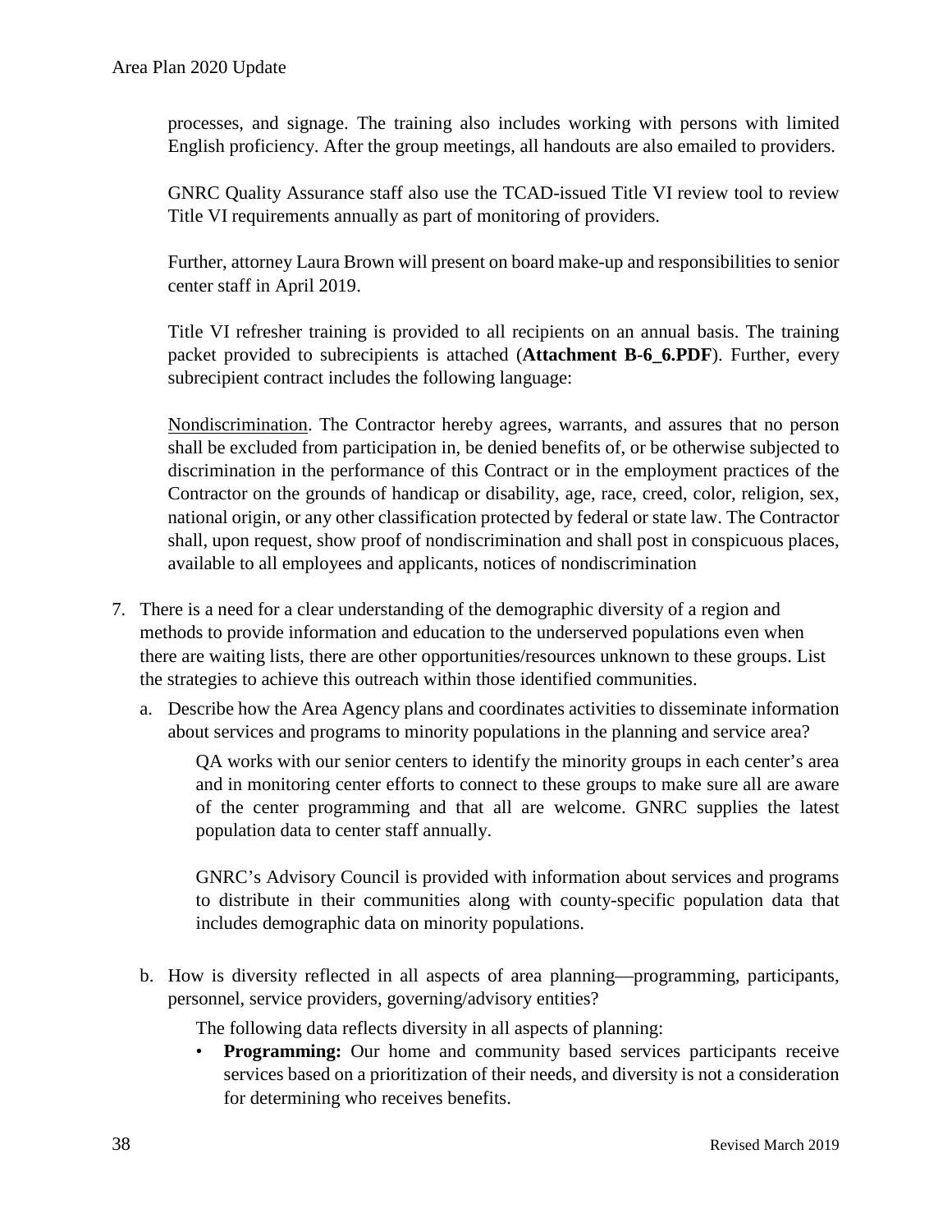processes, and signage. The training also includes working with persons with limited English proficiency. After the group meetings, all handouts are also emailed to providers.

GNRC Quality Assurance staff also use the TCAD-issued Title VI review tool to review Title VI requirements annually as part of monitoring of providers.

Further, attorney Laura Brown will present on board make-up and responsibilities to senior center staff in April 2019.

Title VI refresher training is provided to all recipients on an annual basis. The training packet provided to subrecipients is attached (**Attachment B-6_6.PDF**). Further, every subrecipient contract includes the following language:

Nondiscrimination. The Contractor hereby agrees, warrants, and assures that no person shall be excluded from participation in, be denied benefits of, or be otherwise subjected to discrimination in the performance of this Contract or in the employment practices of the Contractor on the grounds of handicap or disability, age, race, creed, color, religion, sex, national origin, or any other classification protected by federal or state law. The Contractor shall, upon request, show proof of nondiscrimination and shall post in conspicuous places, available to all employees and applicants, notices of nondiscrimination

7. There is a need for a clear understanding of the demographic diversity of a region and methods to provide information and education to the underserved populations even when there are waiting lists, there are other opportunities/resources unknown to these groups. List the strategies to achieve this outreach within those identified communities.

   a. Describe how the Area Agency plans and coordinates activities to disseminate information about services and programs to minority populations in the planning and service area?

      QA works with our senior centers to identify the minority groups in each center's area and in monitoring center efforts to connect to these groups to make sure all are aware of the center programming and that all are welcome. GNRC supplies the latest population data to center staff annually.

      GNRC's Advisory Council is provided with information about services and programs to distribute in their communities along with county-specific population data that includes demographic data on minority populations.

   b. How is diversity reflected in all aspects of area planning—programming, participants, personnel, service providers, governing/advisory entities?

      The following data reflects diversity in all aspects of planning:

      - **Programming:** Our home and community based services participants receive services based on a prioritization of their needs, and diversity is not a consideration for determining who receives benefits.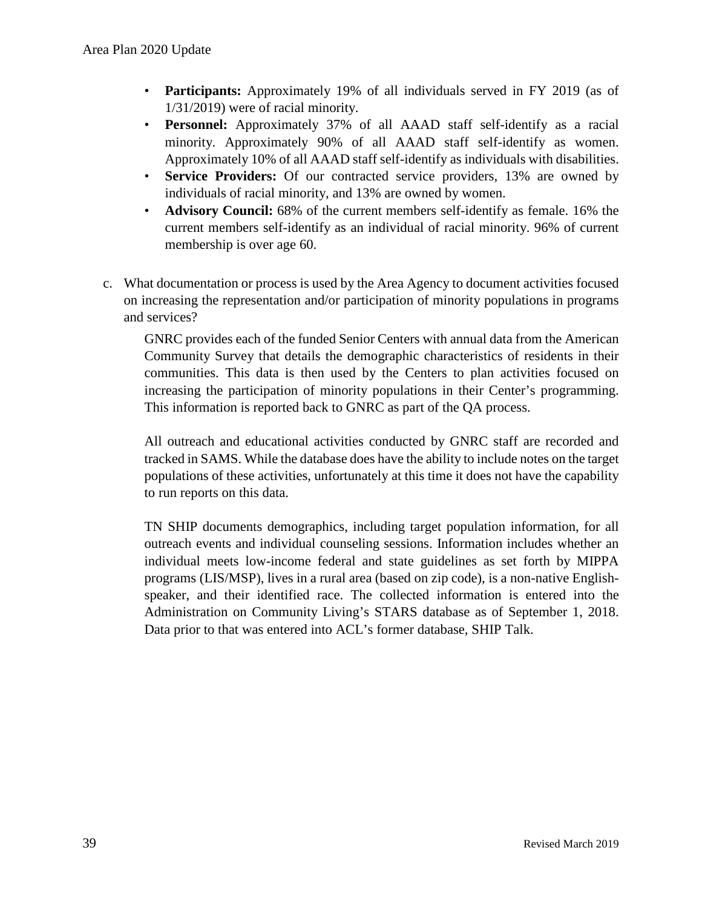- **Participants:** Approximately 19% of all individuals served in FY 2019 (as of 1/31/2019) were of racial minority.
- **Personnel:** Approximately 37% of all AAAD staff self-identify as a racial minority. Approximately 90% of all AAAD staff self-identify as women. Approximately 10% of all AAAD staff self-identify as individuals with disabilities.
- **Service Providers:** Of our contracted service providers, 13% are owned by individuals of racial minority, and 13% are owned by women.
- **Advisory Council:** 68% of the current members self-identify as female. 16% the current members self-identify as an individual of racial minority. 96% of current membership is over age 60.

c. What documentation or process is used by the Area Agency to document activities focused on increasing the representation and/or participation of minority populations in programs and services?

GNRC provides each of the funded Senior Centers with annual data from the American Community Survey that details the demographic characteristics of residents in their communities. This data is then used by the Centers to plan activities focused on increasing the participation of minority populations in their Center's programming. This information is reported back to GNRC as part of the QA process.

All outreach and educational activities conducted by GNRC staff are recorded and tracked in SAMS. While the database does have the ability to include notes on the target populations of these activities, unfortunately at this time it does not have the capability to run reports on this data.

TN SHIP documents demographics, including target population information, for all outreach events and individual counseling sessions. Information includes whether an individual meets low-income federal and state guidelines as set forth by MIPPA programs (LIS/MSP), lives in a rural area (based on zip code), is a non-native English-speaker, and their identified race. The collected information is entered into the Administration on Community Living's STARS database as of September 1, 2018. Data prior to that was entered into ACL's former database, SHIP Talk.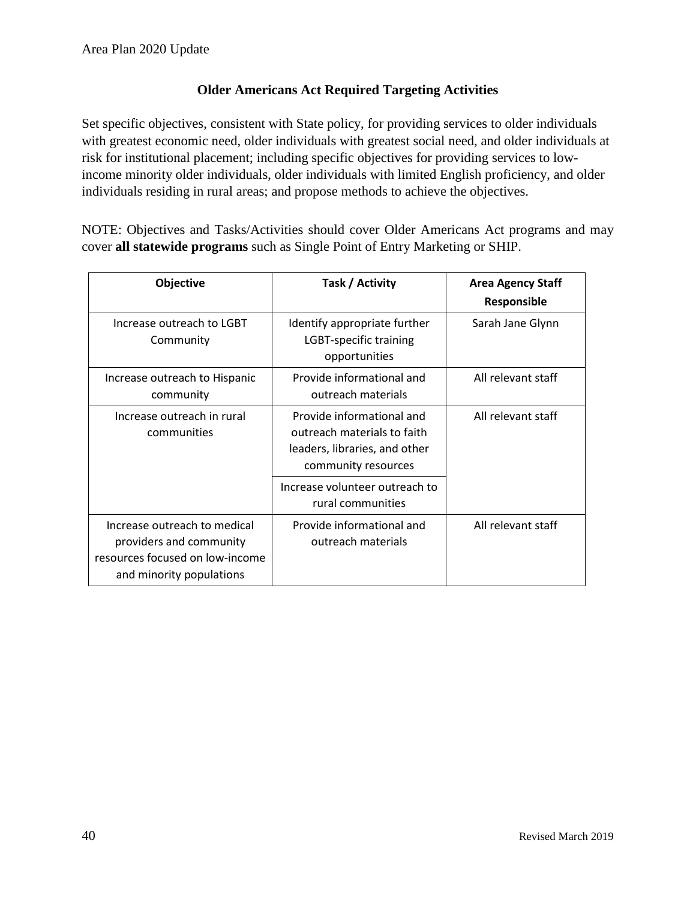## Older Americans Act Required Targeting Activities

Set specific objectives, consistent with State policy, for providing services to older individuals with greatest economic need, older individuals with greatest social need, and older individuals at risk for institutional placement; including specific objectives for providing services to low-income minority older individuals, older individuals with limited English proficiency, and older individuals residing in rural areas; and propose methods to achieve the objectives.

NOTE: Objectives and Tasks/Activities should cover Older Americans Act programs and may cover **all statewide programs** such as Single Point of Entry Marketing or SHIP.

| Objective | Task / Activity | Area Agency Staff Responsible |
|---|---|---|
| Increase outreach to LGBT Community | Identify appropriate further LGBT-specific training opportunities | Sarah Jane Glynn |
| Increase outreach to Hispanic community | Provide informational and outreach materials | All relevant staff |
| Increase outreach in rural communities | Provide informational and outreach materials to faith leaders, libraries, and other community resources | All relevant staff |
| | Increase volunteer outreach to rural communities | |
| Increase outreach to medical providers and community resources focused on low-income and minority populations | Provide informational and outreach materials | All relevant staff |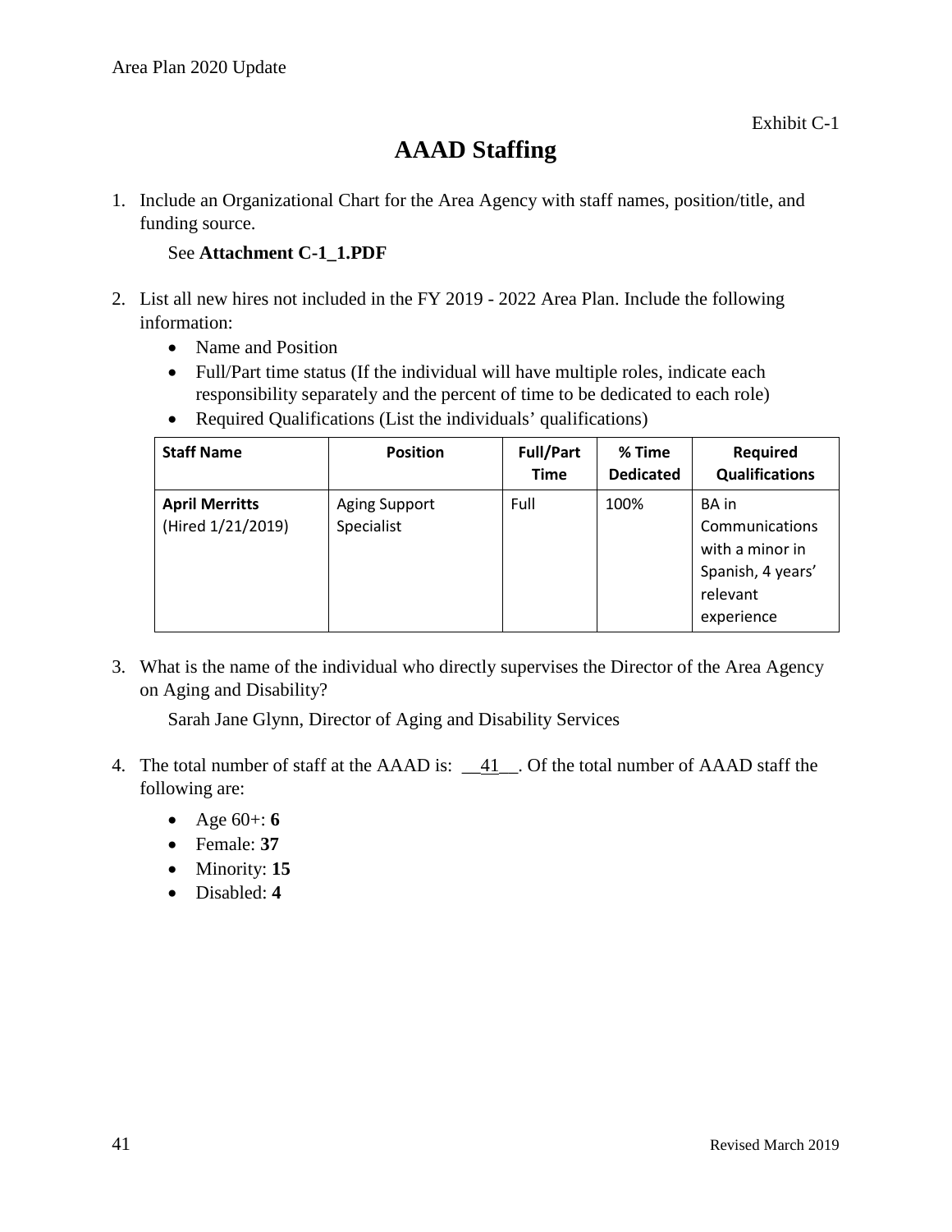Exhibit C-1

# AAAD Staffing

1. Include an Organizational Chart for the Area Agency with staff names, position/title, and funding source.

   See **Attachment C-1_1.PDF**

2. List all new hires not included in the FY 2019 - 2022 Area Plan. Include the following information:
   - Name and Position
   - Full/Part time status (If the individual will have multiple roles, indicate each responsibility separately and the percent of time to be dedicated to each role)
   - Required Qualifications (List the individuals' qualifications)

| Staff Name | Position | Full/Part Time | % Time Dedicated | Required Qualifications |
|---|---|---|---|---|
| **April Merritts** (Hired 1/21/2019) | Aging Support Specialist | Full | 100% | BA in Communications with a minor in Spanish, 4 years' relevant experience |

3. What is the name of the individual who directly supervises the Director of the Area Agency on Aging and Disability?

   Sarah Jane Glynn, Director of Aging and Disability Services

4. The total number of staff at the AAAD is: __41__. Of the total number of AAAD staff the following are:
   - Age 60+: **6**
   - Female: **37**
   - Minority: **15**
   - Disabled: **4**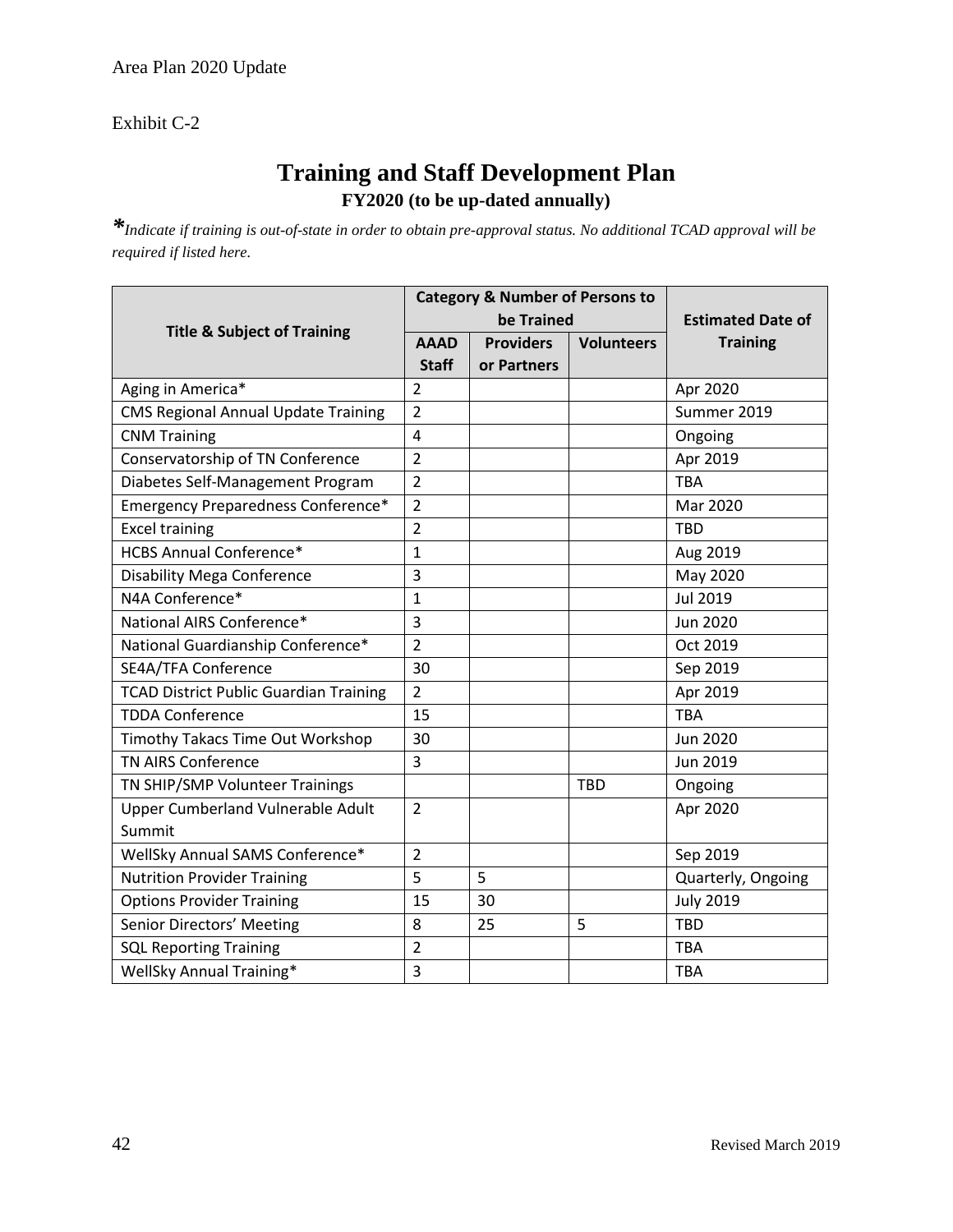Exhibit C-2

# Training and Staff Development Plan

**FY2020 (to be up-dated annually)**

*\*Indicate if training is out-of-state in order to obtain pre-approval status. No additional TCAD approval will be required if listed here.*

| Title & Subject of Training | Category & Number of Persons to be Trained | | | Estimated Date of Training |
|---|---|---|---|---|
| | AAAD Staff | Providers or Partners | Volunteers | |
| Aging in America* | 2 | | | Apr 2020 |
| CMS Regional Annual Update Training | 2 | | | Summer 2019 |
| CNM Training | 4 | | | Ongoing |
| Conservatorship of TN Conference | 2 | | | Apr 2019 |
| Diabetes Self-Management Program | 2 | | | TBA |
| Emergency Preparedness Conference* | 2 | | | Mar 2020 |
| Excel training | 2 | | | TBD |
| HCBS Annual Conference* | 1 | | | Aug 2019 |
| Disability Mega Conference | 3 | | | May 2020 |
| N4A Conference* | 1 | | | Jul 2019 |
| National AIRS Conference* | 3 | | | Jun 2020 |
| National Guardianship Conference* | 2 | | | Oct 2019 |
| SE4A/TFA Conference | 30 | | | Sep 2019 |
| TCAD District Public Guardian Training | 2 | | | Apr 2019 |
| TDDA Conference | 15 | | | TBA |
| Timothy Takacs Time Out Workshop | 30 | | | Jun 2020 |
| TN AIRS Conference | 3 | | | Jun 2019 |
| TN SHIP/SMP Volunteer Trainings | | | TBD | Ongoing |
| Upper Cumberland Vulnerable Adult Summit | 2 | | | Apr 2020 |
| WellSky Annual SAMS Conference* | 2 | | | Sep 2019 |
| Nutrition Provider Training | 5 | 5 | | Quarterly, Ongoing |
| Options Provider Training | 15 | 30 | | July 2019 |
| Senior Directors' Meeting | 8 | 25 | 5 | TBD |
| SQL Reporting Training | 2 | | | TBA |
| WellSky Annual Training* | 3 | | | TBA |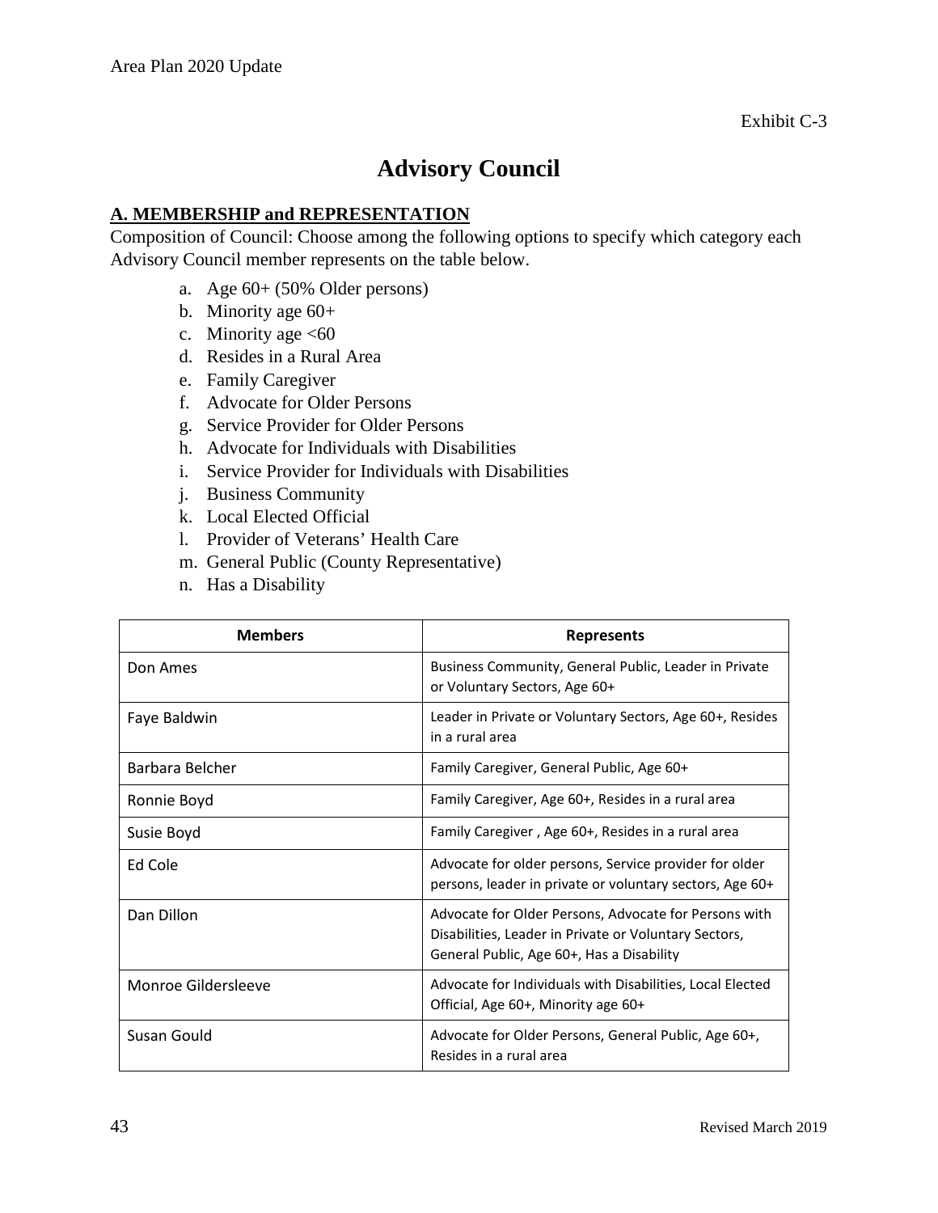Exhibit C-3

# Advisory Council

## A. MEMBERSHIP and REPRESENTATION

Composition of Council: Choose among the following options to specify which category each Advisory Council member represents on the table below.

a. Age 60+ (50% Older persons)
b. Minority age 60+
c. Minority age <60
d. Resides in a Rural Area
e. Family Caregiver
f. Advocate for Older Persons
g. Service Provider for Older Persons
h. Advocate for Individuals with Disabilities
i. Service Provider for Individuals with Disabilities
j. Business Community
k. Local Elected Official
l. Provider of Veterans' Health Care
m. General Public (County Representative)
n. Has a Disability

| Members | Represents |
|---|---|
| Don Ames | Business Community, General Public, Leader in Private or Voluntary Sectors, Age 60+ |
| Faye Baldwin | Leader in Private or Voluntary Sectors, Age 60+, Resides in a rural area |
| Barbara Belcher | Family Caregiver, General Public, Age 60+ |
| Ronnie Boyd | Family Caregiver, Age 60+, Resides in a rural area |
| Susie Boyd | Family Caregiver , Age 60+, Resides in a rural area |
| Ed Cole | Advocate for older persons, Service provider for older persons, leader in private or voluntary sectors, Age 60+ |
| Dan Dillon | Advocate for Older Persons, Advocate for Persons with Disabilities, Leader in Private or Voluntary Sectors, General Public, Age 60+, Has a Disability |
| Monroe Gildersleeve | Advocate for Individuals with Disabilities, Local Elected Official, Age 60+, Minority age 60+ |
| Susan Gould | Advocate for Older Persons, General Public, Age 60+, Resides in a rural area |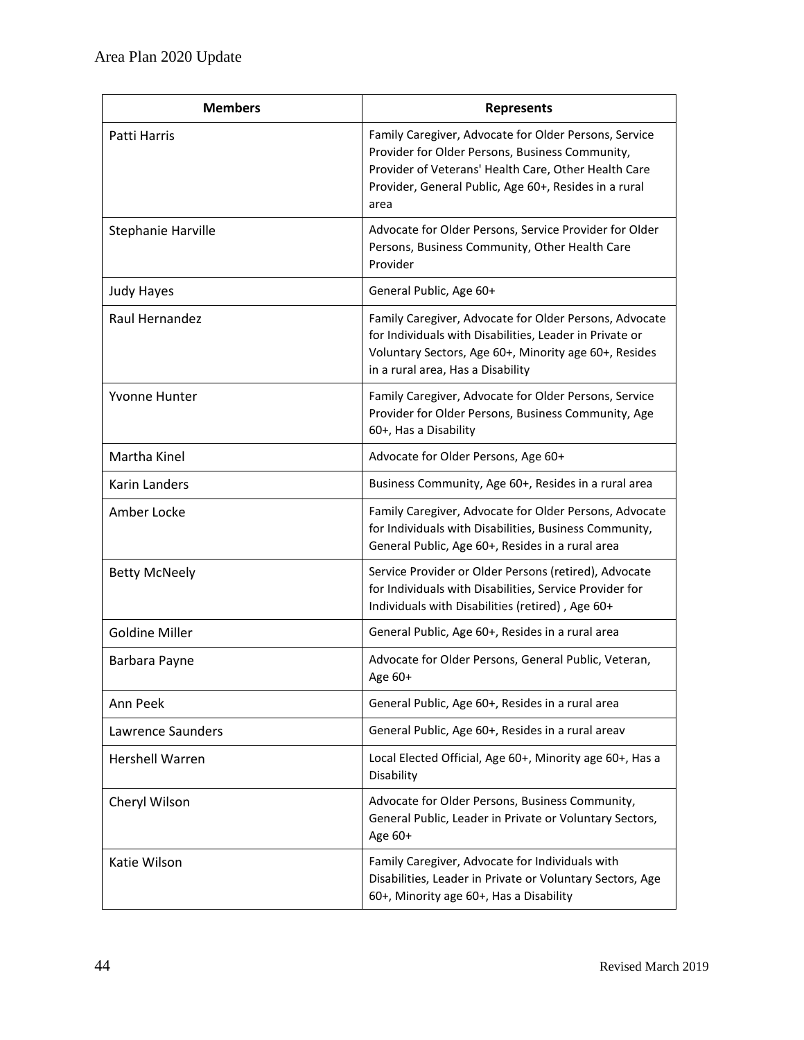| Members | Represents |
|---|---|
| Patti Harris | Family Caregiver, Advocate for Older Persons, Service Provider for Older Persons, Business Community, Provider of Veterans' Health Care, Other Health Care Provider, General Public, Age 60+, Resides in a rural area |
| Stephanie Harville | Advocate for Older Persons, Service Provider for Older Persons, Business Community, Other Health Care Provider |
| Judy Hayes | General Public, Age 60+ |
| Raul Hernandez | Family Caregiver, Advocate for Older Persons, Advocate for Individuals with Disabilities, Leader in Private or Voluntary Sectors, Age 60+, Minority age 60+, Resides in a rural area, Has a Disability |
| Yvonne Hunter | Family Caregiver, Advocate for Older Persons, Service Provider for Older Persons, Business Community, Age 60+, Has a Disability |
| Martha Kinel | Advocate for Older Persons, Age 60+ |
| Karin Landers | Business Community, Age 60+, Resides in a rural area |
| Amber Locke | Family Caregiver, Advocate for Older Persons, Advocate for Individuals with Disabilities, Business Community, General Public, Age 60+, Resides in a rural area |
| Betty McNeely | Service Provider or Older Persons (retired), Advocate for Individuals with Disabilities, Service Provider for Individuals with Disabilities (retired) , Age 60+ |
| Goldine Miller | General Public, Age 60+, Resides in a rural area |
| Barbara Payne | Advocate for Older Persons, General Public, Veteran, Age 60+ |
| Ann Peek | General Public, Age 60+, Resides in a rural area |
| Lawrence Saunders | General Public, Age 60+, Resides in a rural areav |
| Hershell Warren | Local Elected Official, Age 60+, Minority age 60+, Has a Disability |
| Cheryl Wilson | Advocate for Older Persons, Business Community, General Public, Leader in Private or Voluntary Sectors, Age 60+ |
| Katie Wilson | Family Caregiver, Advocate for Individuals with Disabilities, Leader in Private or Voluntary Sectors, Age 60+, Minority age 60+, Has a Disability |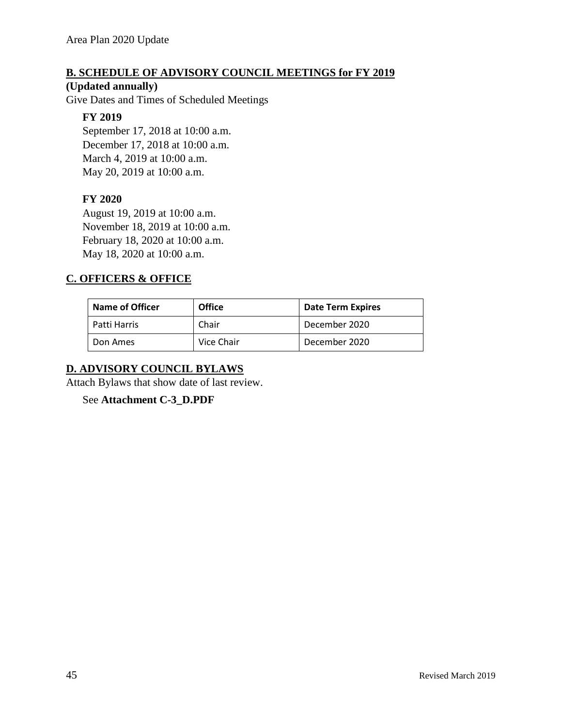## B. SCHEDULE OF ADVISORY COUNCIL MEETINGS for FY 2019

**(Updated annually)**

Give Dates and Times of Scheduled Meetings

**FY 2019**

September 17, 2018 at 10:00 a.m.
December 17, 2018 at 10:00 a.m.
March 4, 2019 at 10:00 a.m.
May 20, 2019 at 10:00 a.m.

**FY 2020**

August 19, 2019 at 10:00 a.m.
November 18, 2019 at 10:00 a.m.
February 18, 2020 at 10:00 a.m.
May 18, 2020 at 10:00 a.m.

## C. OFFICERS & OFFICE

| Name of Officer | Office | Date Term Expires |
|---|---|---|
| Patti Harris | Chair | December 2020 |
| Don Ames | Vice Chair | December 2020 |

## D. ADVISORY COUNCIL BYLAWS

Attach Bylaws that show date of last review.

See **Attachment C-3_D.PDF**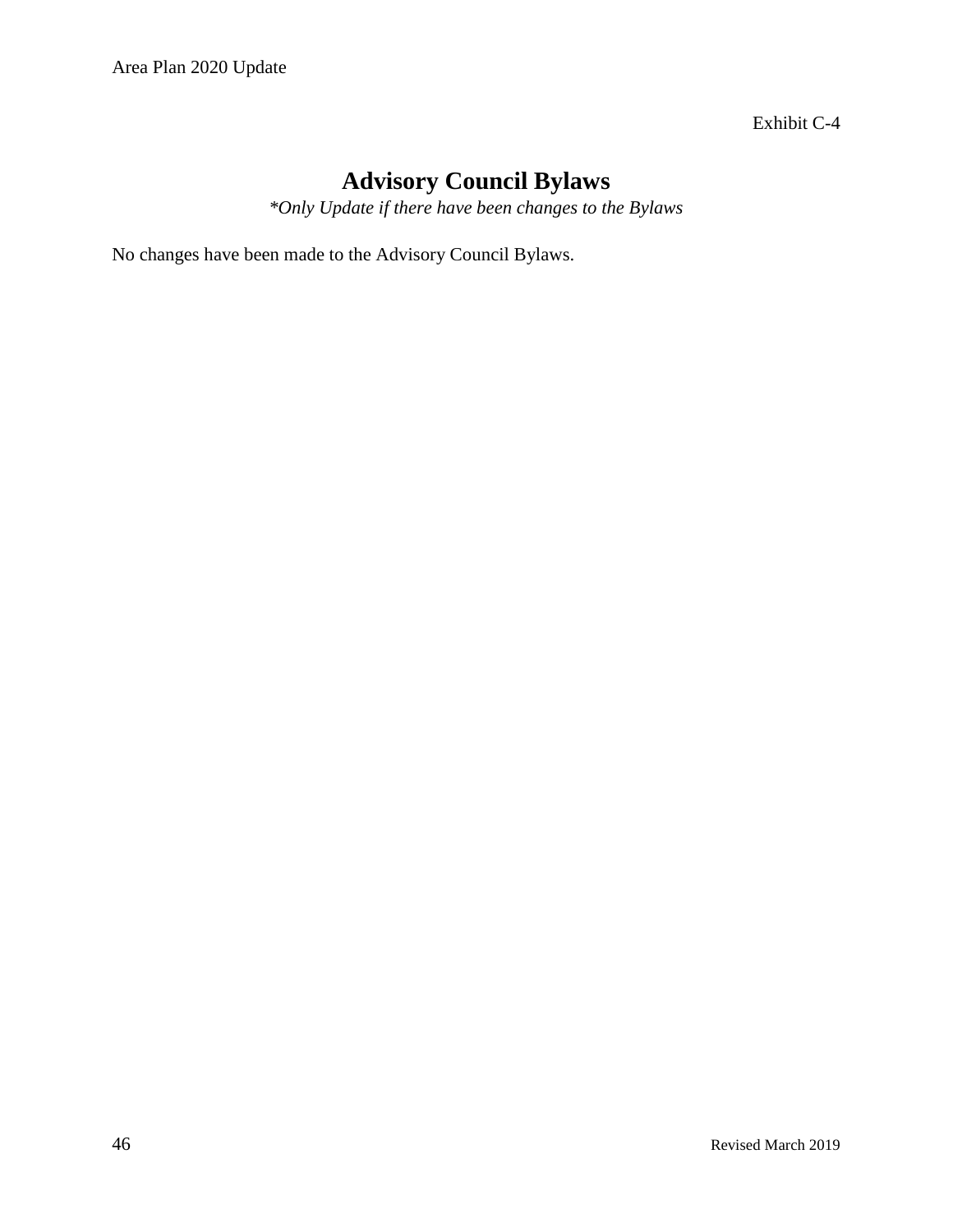Exhibit C-4

# Advisory Council Bylaws

*\*Only Update if there have been changes to the Bylaws*

No changes have been made to the Advisory Council Bylaws.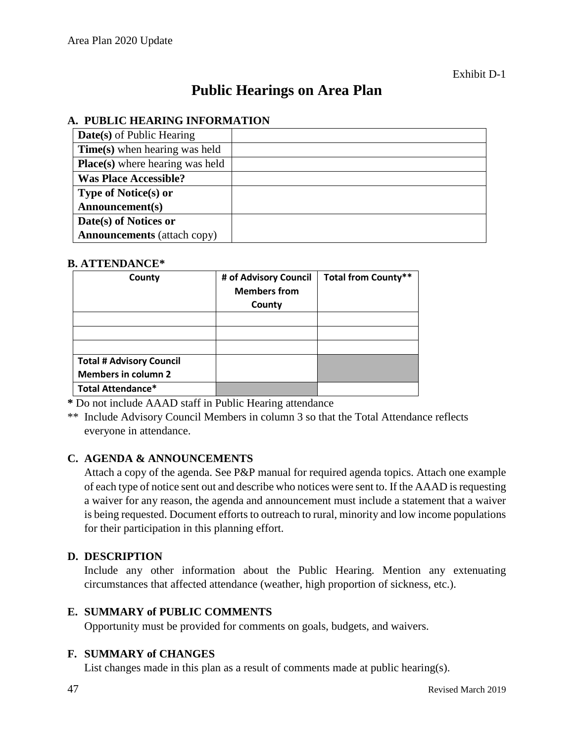Exhibit D-1

# Public Hearings on Area Plan

## A. PUBLIC HEARING INFORMATION

| | |
|---|---|
| **Date(s)** of Public Hearing | |
| **Time(s)** when hearing was held | |
| **Place(s)** where hearing was held | |
| **Was Place Accessible?** | |
| **Type of Notice(s) or Announcement(s)** | |
| **Date(s) of Notices or Announcements** (attach copy) | |

## B. ATTENDANCE*

| County | # of Advisory Council Members from County | Total from County** |
|---|---|---|
| | | |
| | | |
| | | |
| **Total # Advisory Council Members in column 2** | | |
| **Total Attendance*** | | |

**\*** Do not include AAAD staff in Public Hearing attendance

** Include Advisory Council Members in column 3 so that the Total Attendance reflects everyone in attendance.

## C. AGENDA & ANNOUNCEMENTS

Attach a copy of the agenda. See P&P manual for required agenda topics. Attach one example of each type of notice sent out and describe who notices were sent to. If the AAAD is requesting a waiver for any reason, the agenda and announcement must include a statement that a waiver is being requested. Document efforts to outreach to rural, minority and low income populations for their participation in this planning effort.

## D. DESCRIPTION

Include any other information about the Public Hearing. Mention any extenuating circumstances that affected attendance (weather, high proportion of sickness, etc.).

## E. SUMMARY of PUBLIC COMMENTS

Opportunity must be provided for comments on goals, budgets, and waivers.

## F. SUMMARY of CHANGES

List changes made in this plan as a result of comments made at public hearing(s).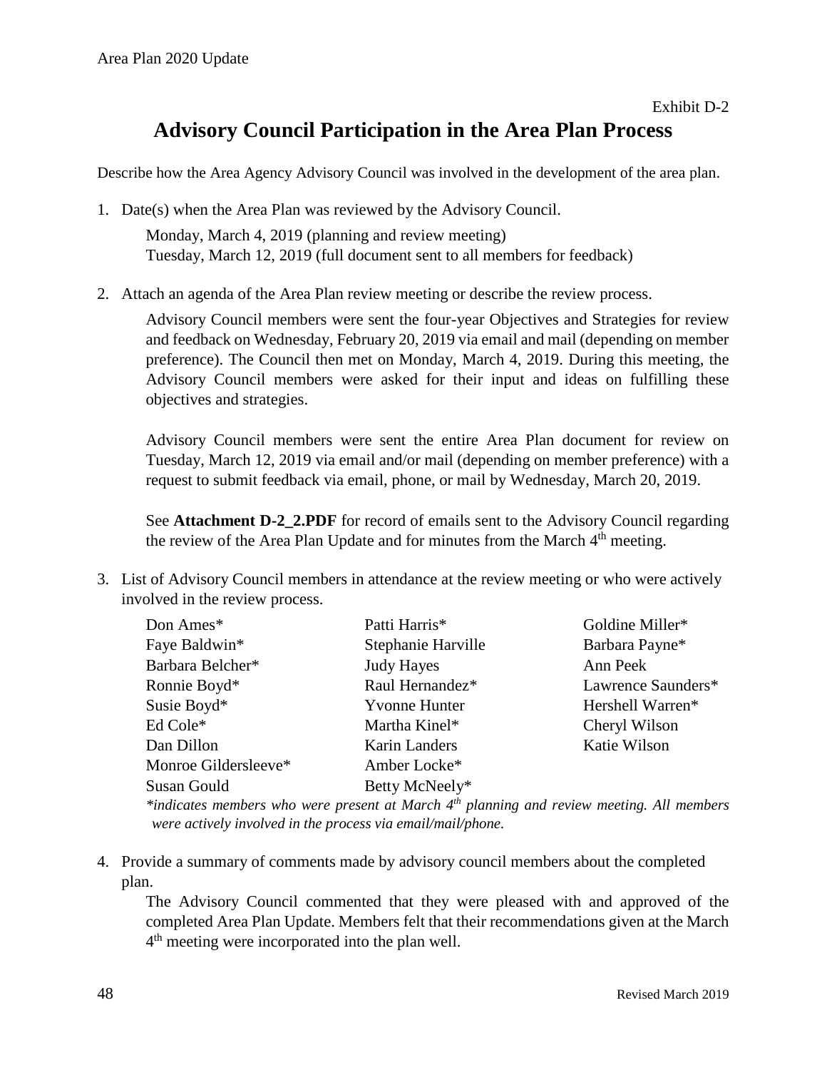Exhibit D-2

# Advisory Council Participation in the Area Plan Process

Describe how the Area Agency Advisory Council was involved in the development of the area plan.

1. Date(s) when the Area Plan was reviewed by the Advisory Council.

   Monday, March 4, 2019 (planning and review meeting)
   Tuesday, March 12, 2019 (full document sent to all members for feedback)

2. Attach an agenda of the Area Plan review meeting or describe the review process.

   Advisory Council members were sent the four-year Objectives and Strategies for review and feedback on Wednesday, February 20, 2019 via email and mail (depending on member preference). The Council then met on Monday, March 4, 2019. During this meeting, the Advisory Council members were asked for their input and ideas on fulfilling these objectives and strategies.

   Advisory Council members were sent the entire Area Plan document for review on Tuesday, March 12, 2019 via email and/or mail (depending on member preference) with a request to submit feedback via email, phone, or mail by Wednesday, March 20, 2019.

   See **Attachment D-2_2.PDF** for record of emails sent to the Advisory Council regarding the review of the Area Plan Update and for minutes from the March 4th meeting.

3. List of Advisory Council members in attendance at the review meeting or who were actively involved in the review process.

   | | | |
   |---|---|---|
   | Don Ames* | Patti Harris* | Goldine Miller* |
   | Faye Baldwin* | Stephanie Harville | Barbara Payne* |
   | Barbara Belcher* | Judy Hayes | Ann Peek |
   | Ronnie Boyd* | Raul Hernandez* | Lawrence Saunders* |
   | Susie Boyd* | Yvonne Hunter | Hershell Warren* |
   | Ed Cole* | Martha Kinel* | Cheryl Wilson |
   | Dan Dillon | Karin Landers | Katie Wilson |
   | Monroe Gildersleeve* | Amber Locke* | |
   | Susan Gould | Betty McNeely* | |

   *\*indicates members who were present at March 4th planning and review meeting. All members were actively involved in the process via email/mail/phone.*

4. Provide a summary of comments made by advisory council members about the completed plan.

   The Advisory Council commented that they were pleased with and approved of the completed Area Plan Update. Members felt that their recommendations given at the March 4th meeting were incorporated into the plan well.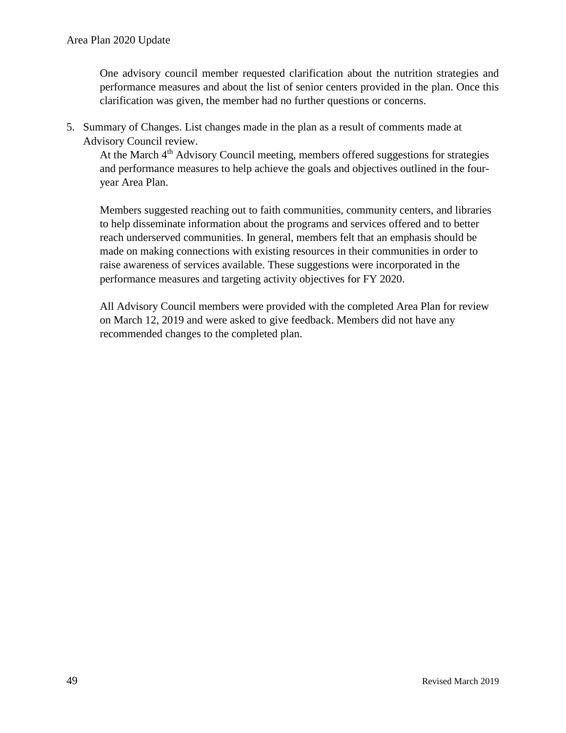One advisory council member requested clarification about the nutrition strategies and performance measures and about the list of senior centers provided in the plan. Once this clarification was given, the member had no further questions or concerns.

5. Summary of Changes. List changes made in the plan as a result of comments made at Advisory Council review.

   At the March 4th Advisory Council meeting, members offered suggestions for strategies and performance measures to help achieve the goals and objectives outlined in the four-year Area Plan.

   Members suggested reaching out to faith communities, community centers, and libraries to help disseminate information about the programs and services offered and to better reach underserved communities. In general, members felt that an emphasis should be made on making connections with existing resources in their communities in order to raise awareness of services available. These suggestions were incorporated in the performance measures and targeting activity objectives for FY 2020.

   All Advisory Council members were provided with the completed Area Plan for review on March 12, 2019 and were asked to give feedback. Members did not have any recommended changes to the completed plan.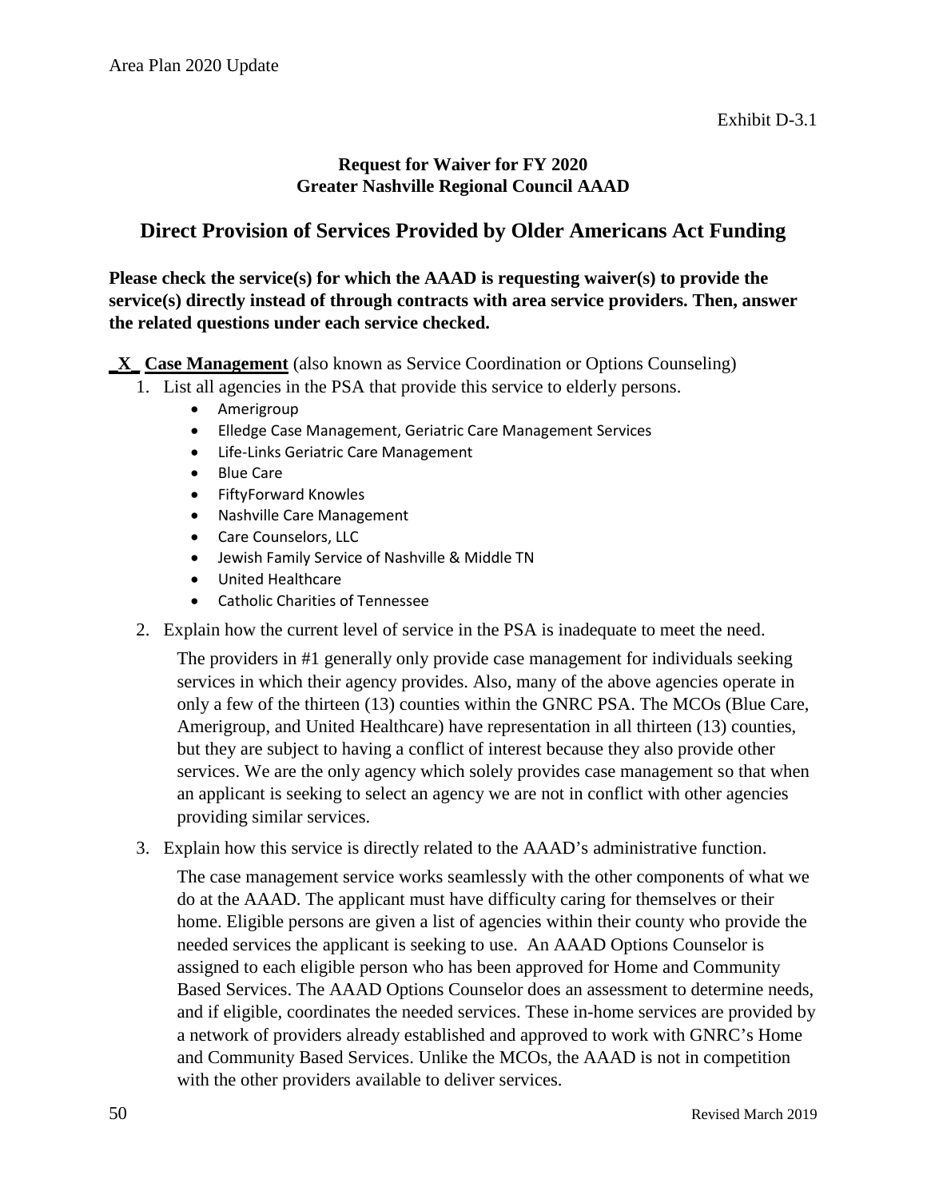Exhibit D-3.1

**Request for Waiver for FY 2020**
**Greater Nashville Regional Council AAAD**

## Direct Provision of Services Provided by Older Americans Act Funding

**Please check the service(s) for which the AAAD is requesting waiver(s) to provide the service(s) directly instead of through contracts with area service providers. Then, answer the related questions under each service checked.**

_X_ **Case Management** (also known as Service Coordination or Options Counseling)

1. List all agencies in the PSA that provide this service to elderly persons.
   - Amerigroup
   - Elledge Case Management, Geriatric Care Management Services
   - Life-Links Geriatric Care Management
   - Blue Care
   - FiftyForward Knowles
   - Nashville Care Management
   - Care Counselors, LLC
   - Jewish Family Service of Nashville & Middle TN
   - United Healthcare
   - Catholic Charities of Tennessee
2. Explain how the current level of service in the PSA is inadequate to meet the need.

   The providers in #1 generally only provide case management for individuals seeking services in which their agency provides. Also, many of the above agencies operate in only a few of the thirteen (13) counties within the GNRC PSA. The MCOs (Blue Care, Amerigroup, and United Healthcare) have representation in all thirteen (13) counties, but they are subject to having a conflict of interest because they also provide other services. We are the only agency which solely provides case management so that when an applicant is seeking to select an agency we are not in conflict with other agencies providing similar services.
3. Explain how this service is directly related to the AAAD's administrative function.

   The case management service works seamlessly with the other components of what we do at the AAAD. The applicant must have difficulty caring for themselves or their home. Eligible persons are given a list of agencies within their county who provide the needed services the applicant is seeking to use. An AAAD Options Counselor is assigned to each eligible person who has been approved for Home and Community Based Services. The AAAD Options Counselor does an assessment to determine needs, and if eligible, coordinates the needed services. These in-home services are provided by a network of providers already established and approved to work with GNRC's Home and Community Based Services. Unlike the MCOs, the AAAD is not in competition with the other providers available to deliver services.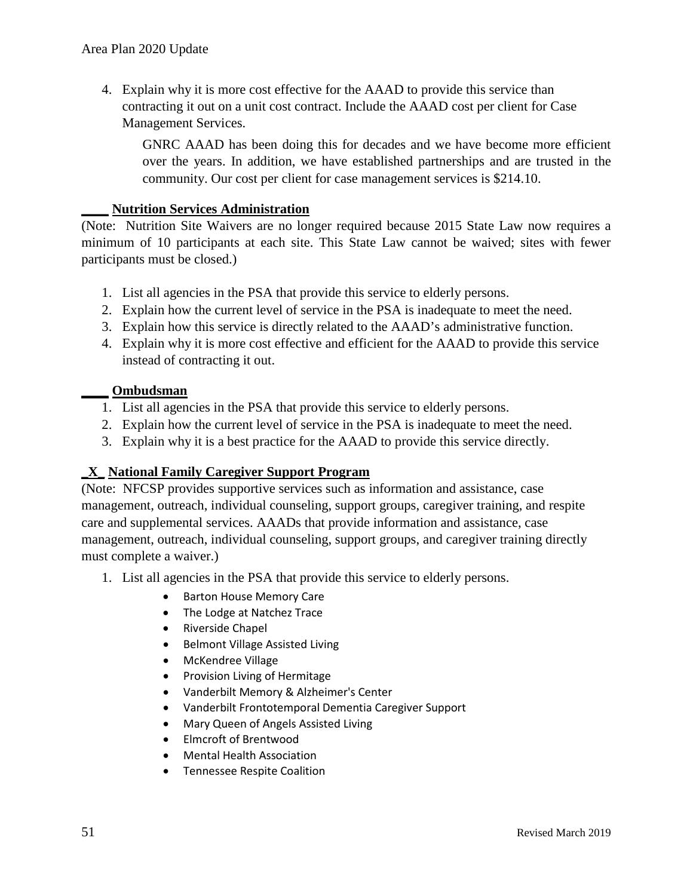4. Explain why it is more cost effective for the AAAD to provide this service than contracting it out on a unit cost contract. Include the AAAD cost per client for Case Management Services.

   GNRC AAAD has been doing this for decades and we have become more efficient over the years. In addition, we have established partnerships and are trusted in the community. Our cost per client for case management services is $214.10.

**____ Nutrition Services Administration**

(Note: Nutrition Site Waivers are no longer required because 2015 State Law now requires a minimum of 10 participants at each site. This State Law cannot be waived; sites with fewer participants must be closed.)

1. List all agencies in the PSA that provide this service to elderly persons.
2. Explain how the current level of service in the PSA is inadequate to meet the need.
3. Explain how this service is directly related to the AAAD's administrative function.
4. Explain why it is more cost effective and efficient for the AAAD to provide this service instead of contracting it out.

**____ Ombudsman**

1. List all agencies in the PSA that provide this service to elderly persons.
2. Explain how the current level of service in the PSA is inadequate to meet the need.
3. Explain why it is a best practice for the AAAD to provide this service directly.

**_X_ National Family Caregiver Support Program**

(Note: NFCSP provides supportive services such as information and assistance, case management, outreach, individual counseling, support groups, caregiver training, and respite care and supplemental services. AAADs that provide information and assistance, case management, outreach, individual counseling, support groups, and caregiver training directly must complete a waiver.)

1. List all agencies in the PSA that provide this service to elderly persons.
   - Barton House Memory Care
   - The Lodge at Natchez Trace
   - Riverside Chapel
   - Belmont Village Assisted Living
   - McKendree Village
   - Provision Living of Hermitage
   - Vanderbilt Memory & Alzheimer's Center
   - Vanderbilt Frontotemporal Dementia Caregiver Support
   - Mary Queen of Angels Assisted Living
   - Elmcroft of Brentwood
   - Mental Health Association
   - Tennessee Respite Coalition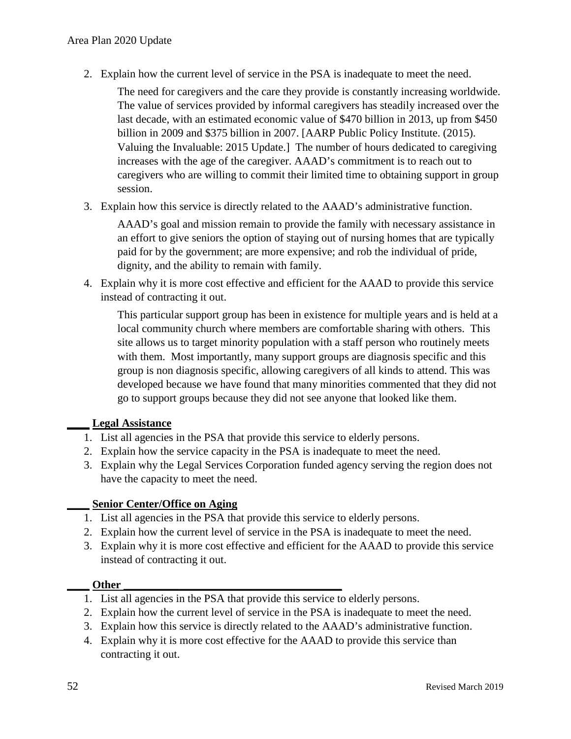2. Explain how the current level of service in the PSA is inadequate to meet the need.

   The need for caregivers and the care they provide is constantly increasing worldwide. The value of services provided by informal caregivers has steadily increased over the last decade, with an estimated economic value of $470 billion in 2013, up from $450 billion in 2009 and $375 billion in 2007. [AARP Public Policy Institute. (2015). Valuing the Invaluable: 2015 Update.] The number of hours dedicated to caregiving increases with the age of the caregiver. AAAD's commitment is to reach out to caregivers who are willing to commit their limited time to obtaining support in group session.

3. Explain how this service is directly related to the AAAD's administrative function.

   AAAD's goal and mission remain to provide the family with necessary assistance in an effort to give seniors the option of staying out of nursing homes that are typically paid for by the government; are more expensive; and rob the individual of pride, dignity, and the ability to remain with family.

4. Explain why it is more cost effective and efficient for the AAAD to provide this service instead of contracting it out.

   This particular support group has been in existence for multiple years and is held at a local community church where members are comfortable sharing with others. This site allows us to target minority population with a staff person who routinely meets with them. Most importantly, many support groups are diagnosis specific and this group is non diagnosis specific, allowing caregivers of all kinds to attend. This was developed because we have found that many minorities commented that they did not go to support groups because they did not see anyone that looked like them.

____ **Legal Assistance**

1. List all agencies in the PSA that provide this service to elderly persons.
2. Explain how the service capacity in the PSA is inadequate to meet the need.
3. Explain why the Legal Services Corporation funded agency serving the region does not have the capacity to meet the need.

____ **Senior Center/Office on Aging**

1. List all agencies in the PSA that provide this service to elderly persons.
2. Explain how the current level of service in the PSA is inadequate to meet the need.
3. Explain why it is more cost effective and efficient for the AAAD to provide this service instead of contracting it out.

____ **Other ________________________________________**

1. List all agencies in the PSA that provide this service to elderly persons.
2. Explain how the current level of service in the PSA is inadequate to meet the need.
3. Explain how this service is directly related to the AAAD's administrative function.
4. Explain why it is more cost effective for the AAAD to provide this service than contracting it out.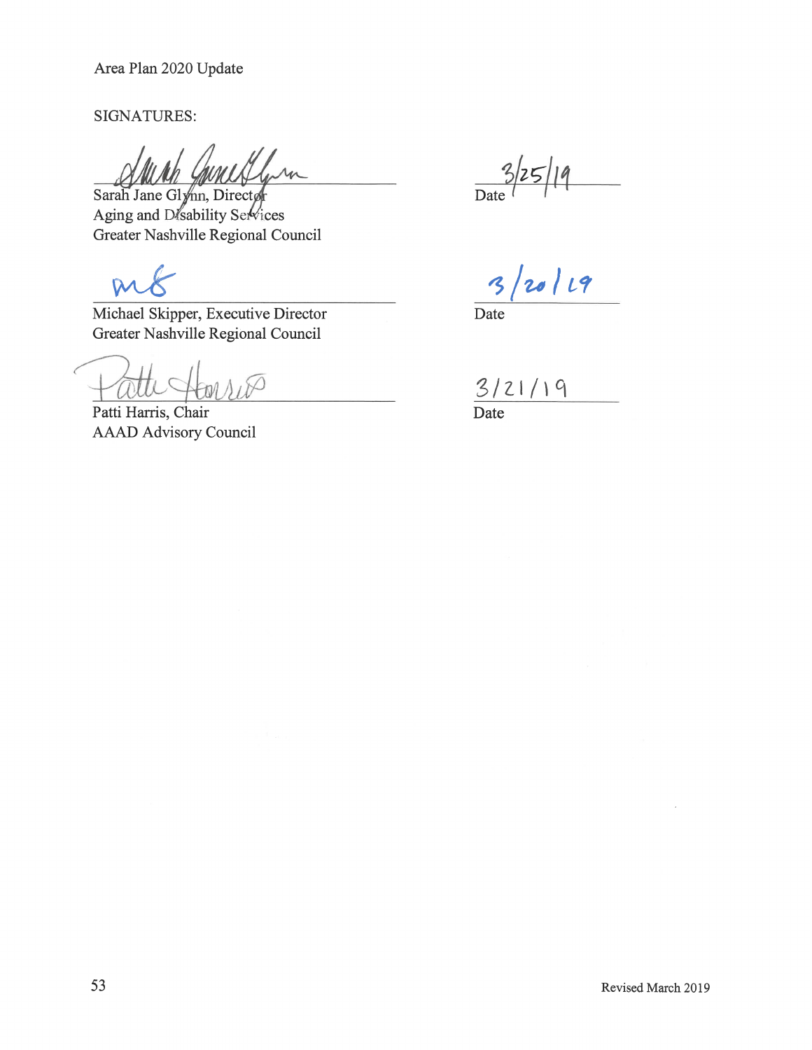Area Plan 2020 Update

SIGNATURES:

Sarah Jane Glynn, Director
Aging and Disability Services
Greater Nashville Regional Council

Date 3/25/19

Michael Skipper, Executive Director
Greater Nashville Regional Council

3/20/19
Date

Patti Harris, Chair
AAAD Advisory Council

3/21/19
Date

Revised March 2019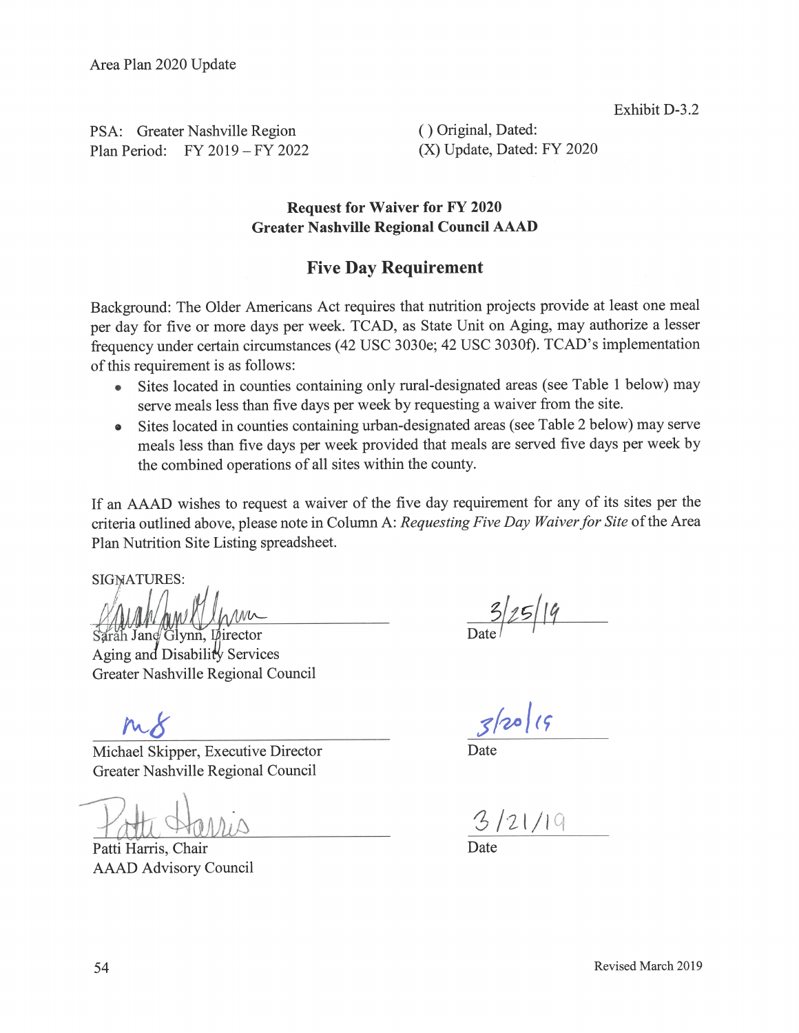Exhibit D-3.2

PSA: Greater Nashville Region
Plan Period: FY 2019 – FY 2022

( ) Original, Dated:
(X) Update, Dated: FY 2020

**Request for Waiver for FY 2020**
**Greater Nashville Regional Council AAAD**

## Five Day Requirement

Background: The Older Americans Act requires that nutrition projects provide at least one meal per day for five or more days per week. TCAD, as State Unit on Aging, may authorize a lesser frequency under certain circumstances (42 USC 3030e; 42 USC 3030f). TCAD's implementation of this requirement is as follows:

- Sites located in counties containing only rural-designated areas (see Table 1 below) may serve meals less than five days per week by requesting a waiver from the site.
- Sites located in counties containing urban-designated areas (see Table 2 below) may serve meals less than five days per week provided that meals are served five days per week by the combined operations of all sites within the county.

If an AAAD wishes to request a waiver of the five day requirement for any of its sites per the criteria outlined above, please note in Column A: *Requesting Five Day Waiver for Site* of the Area Plan Nutrition Site Listing spreadsheet.

SIGNATURES:

Sarah Jane Glynn, Director
Aging and Disability Services
Greater Nashville Regional Council

Date 3/25/19

Michael Skipper, Executive Director
Greater Nashville Regional Council

Date 3/20/19

Patti Harris, Chair
AAAD Advisory Council

Date 3/21/19

Revised March 2019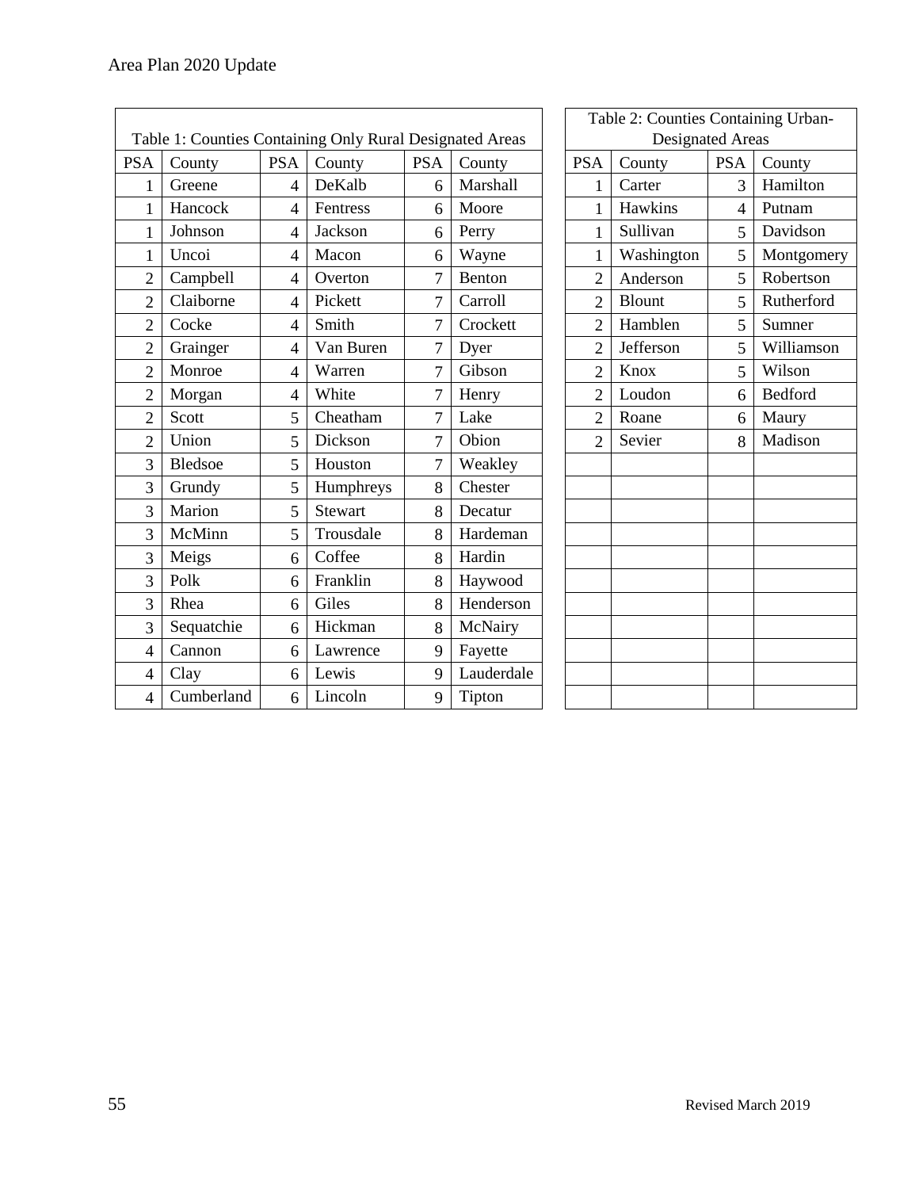Table 1: Counties Containing Only Rural Designated Areas

| PSA | County | PSA | County | PSA | County |
|---|---|---|---|---|---|
| 1 | Greene | 4 | DeKalb | 6 | Marshall |
| 1 | Hancock | 4 | Fentress | 6 | Moore |
| 1 | Johnson | 4 | Jackson | 6 | Perry |
| 1 | Uncoi | 4 | Macon | 6 | Wayne |
| 2 | Campbell | 4 | Overton | 7 | Benton |
| 2 | Claiborne | 4 | Pickett | 7 | Carroll |
| 2 | Cocke | 4 | Smith | 7 | Crockett |
| 2 | Grainger | 4 | Van Buren | 7 | Dyer |
| 2 | Monroe | 4 | Warren | 7 | Gibson |
| 2 | Morgan | 4 | White | 7 | Henry |
| 2 | Scott | 5 | Cheatham | 7 | Lake |
| 2 | Union | 5 | Dickson | 7 | Obion |
| 3 | Bledsoe | 5 | Houston | 7 | Weakley |
| 3 | Grundy | 5 | Humphreys | 8 | Chester |
| 3 | Marion | 5 | Stewart | 8 | Decatur |
| 3 | McMinn | 5 | Trousdale | 8 | Hardeman |
| 3 | Meigs | 6 | Coffee | 8 | Hardin |
| 3 | Polk | 6 | Franklin | 8 | Haywood |
| 3 | Rhea | 6 | Giles | 8 | Henderson |
| 3 | Sequatchie | 6 | Hickman | 8 | McNairy |
| 4 | Cannon | 6 | Lawrence | 9 | Fayette |
| 4 | Clay | 6 | Lewis | 9 | Lauderdale |
| 4 | Cumberland | 6 | Lincoln | 9 | Tipton |

Table 2: Counties Containing Urban-Designated Areas

| PSA | County | PSA | County |
|---|---|---|---|
| 1 | Carter | 3 | Hamilton |
| 1 | Hawkins | 4 | Putnam |
| 1 | Sullivan | 5 | Davidson |
| 1 | Washington | 5 | Montgomery |
| 2 | Anderson | 5 | Robertson |
| 2 | Blount | 5 | Rutherford |
| 2 | Hamblen | 5 | Sumner |
| 2 | Jefferson | 5 | Williamson |
| 2 | Knox | 5 | Wilson |
| 2 | Loudon | 6 | Bedford |
| 2 | Roane | 6 | Maury |
| 2 | Sevier | 8 | Madison |